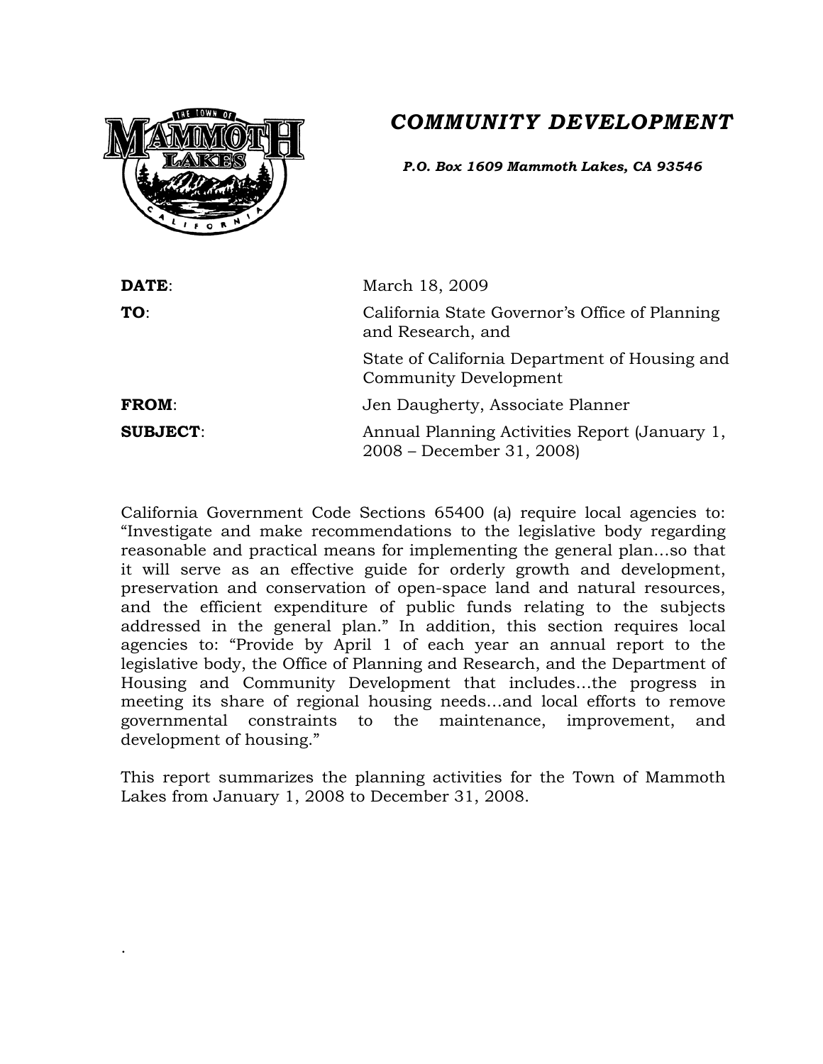# *COMMUNITY DEVELOPMENT*

***P.O. Box 1609 Mammoth Lakes, CA 93546***

| | |
|---|---|
| **DATE**: | March 18, 2009 |
| **TO**: | California State Governor's Office of Planning and Research, and |
| | State of California Department of Housing and Community Development |
| **FROM**: | Jen Daugherty, Associate Planner |
| **SUBJECT**: | Annual Planning Activities Report (January 1, 2008 – December 31, 2008) |

California Government Code Sections 65400 (a) require local agencies to: "Investigate and make recommendations to the legislative body regarding reasonable and practical means for implementing the general plan…so that it will serve as an effective guide for orderly growth and development, preservation and conservation of open-space land and natural resources, and the efficient expenditure of public funds relating to the subjects addressed in the general plan." In addition, this section requires local agencies to: "Provide by April 1 of each year an annual report to the legislative body, the Office of Planning and Research, and the Department of Housing and Community Development that includes…the progress in meeting its share of regional housing needs…and local efforts to remove governmental constraints to the maintenance, improvement, and development of housing."

This report summarizes the planning activities for the Town of Mammoth Lakes from January 1, 2008 to December 31, 2008.

.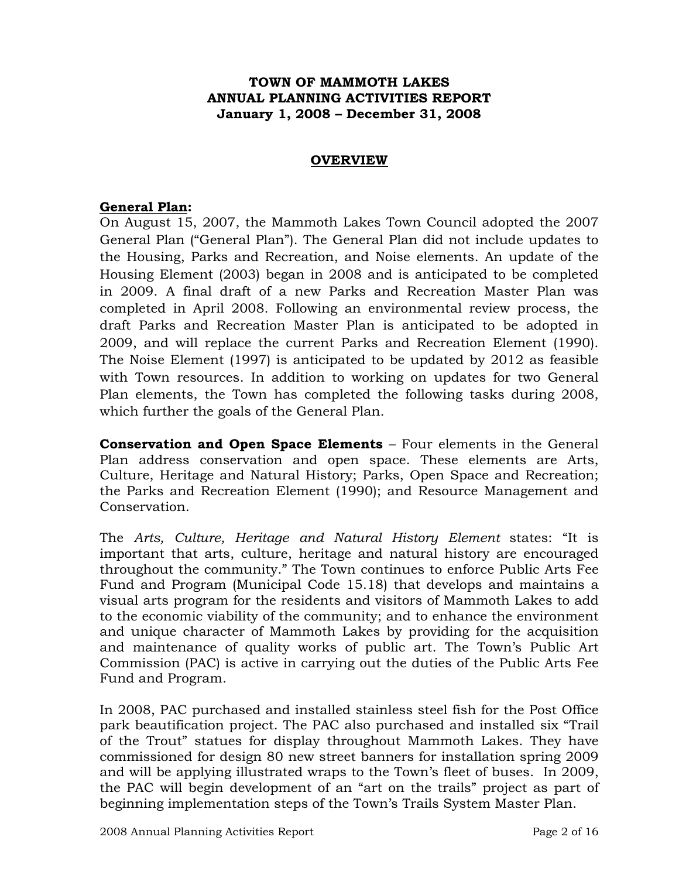**TOWN OF MAMMOTH LAKES**
**ANNUAL PLANNING ACTIVITIES REPORT**
**January 1, 2008 – December 31, 2008**

## OVERVIEW

### General Plan:

On August 15, 2007, the Mammoth Lakes Town Council adopted the 2007 General Plan ("General Plan"). The General Plan did not include updates to the Housing, Parks and Recreation, and Noise elements. An update of the Housing Element (2003) began in 2008 and is anticipated to be completed in 2009. A final draft of a new Parks and Recreation Master Plan was completed in April 2008. Following an environmental review process, the draft Parks and Recreation Master Plan is anticipated to be adopted in 2009, and will replace the current Parks and Recreation Element (1990). The Noise Element (1997) is anticipated to be updated by 2012 as feasible with Town resources. In addition to working on updates for two General Plan elements, the Town has completed the following tasks during 2008, which further the goals of the General Plan.

**Conservation and Open Space Elements** – Four elements in the General Plan address conservation and open space. These elements are Arts, Culture, Heritage and Natural History; Parks, Open Space and Recreation; the Parks and Recreation Element (1990); and Resource Management and Conservation.

The *Arts, Culture, Heritage and Natural History Element* states: "It is important that arts, culture, heritage and natural history are encouraged throughout the community." The Town continues to enforce Public Arts Fee Fund and Program (Municipal Code 15.18) that develops and maintains a visual arts program for the residents and visitors of Mammoth Lakes to add to the economic viability of the community; and to enhance the environment and unique character of Mammoth Lakes by providing for the acquisition and maintenance of quality works of public art. The Town's Public Art Commission (PAC) is active in carrying out the duties of the Public Arts Fee Fund and Program.

In 2008, PAC purchased and installed stainless steel fish for the Post Office park beautification project. The PAC also purchased and installed six "Trail of the Trout" statues for display throughout Mammoth Lakes. They have commissioned for design 80 new street banners for installation spring 2009 and will be applying illustrated wraps to the Town's fleet of buses. In 2009, the PAC will begin development of an "art on the trails" project as part of beginning implementation steps of the Town's Trails System Master Plan.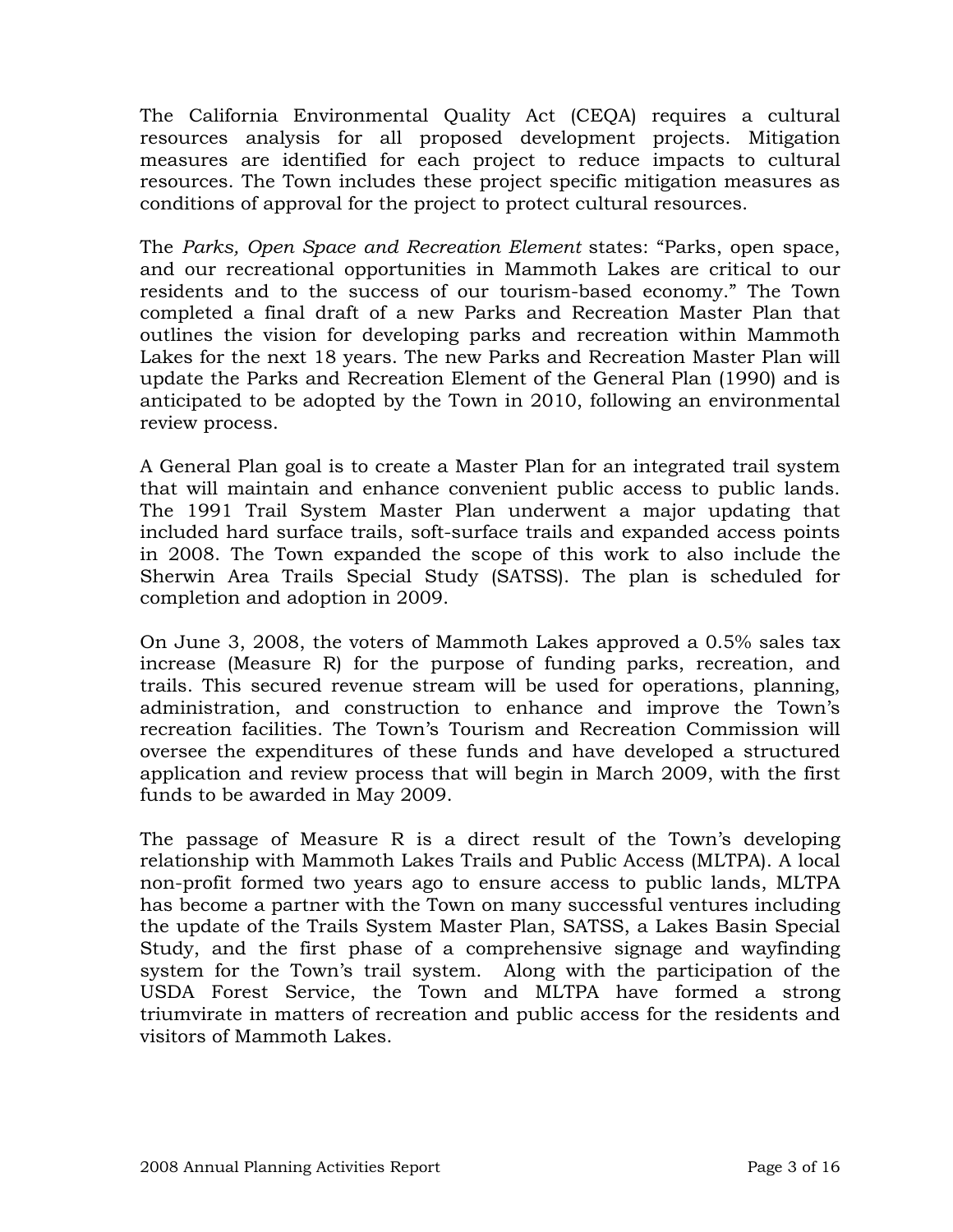The California Environmental Quality Act (CEQA) requires a cultural resources analysis for all proposed development projects. Mitigation measures are identified for each project to reduce impacts to cultural resources. The Town includes these project specific mitigation measures as conditions of approval for the project to protect cultural resources.

The *Parks, Open Space and Recreation Element* states: "Parks, open space, and our recreational opportunities in Mammoth Lakes are critical to our residents and to the success of our tourism-based economy." The Town completed a final draft of a new Parks and Recreation Master Plan that outlines the vision for developing parks and recreation within Mammoth Lakes for the next 18 years. The new Parks and Recreation Master Plan will update the Parks and Recreation Element of the General Plan (1990) and is anticipated to be adopted by the Town in 2010, following an environmental review process.

A General Plan goal is to create a Master Plan for an integrated trail system that will maintain and enhance convenient public access to public lands. The 1991 Trail System Master Plan underwent a major updating that included hard surface trails, soft-surface trails and expanded access points in 2008. The Town expanded the scope of this work to also include the Sherwin Area Trails Special Study (SATSS). The plan is scheduled for completion and adoption in 2009.

On June 3, 2008, the voters of Mammoth Lakes approved a 0.5% sales tax increase (Measure R) for the purpose of funding parks, recreation, and trails. This secured revenue stream will be used for operations, planning, administration, and construction to enhance and improve the Town's recreation facilities. The Town's Tourism and Recreation Commission will oversee the expenditures of these funds and have developed a structured application and review process that will begin in March 2009, with the first funds to be awarded in May 2009.

The passage of Measure R is a direct result of the Town's developing relationship with Mammoth Lakes Trails and Public Access (MLTPA). A local non-profit formed two years ago to ensure access to public lands, MLTPA has become a partner with the Town on many successful ventures including the update of the Trails System Master Plan, SATSS, a Lakes Basin Special Study, and the first phase of a comprehensive signage and wayfinding system for the Town's trail system. Along with the participation of the USDA Forest Service, the Town and MLTPA have formed a strong triumvirate in matters of recreation and public access for the residents and visitors of Mammoth Lakes.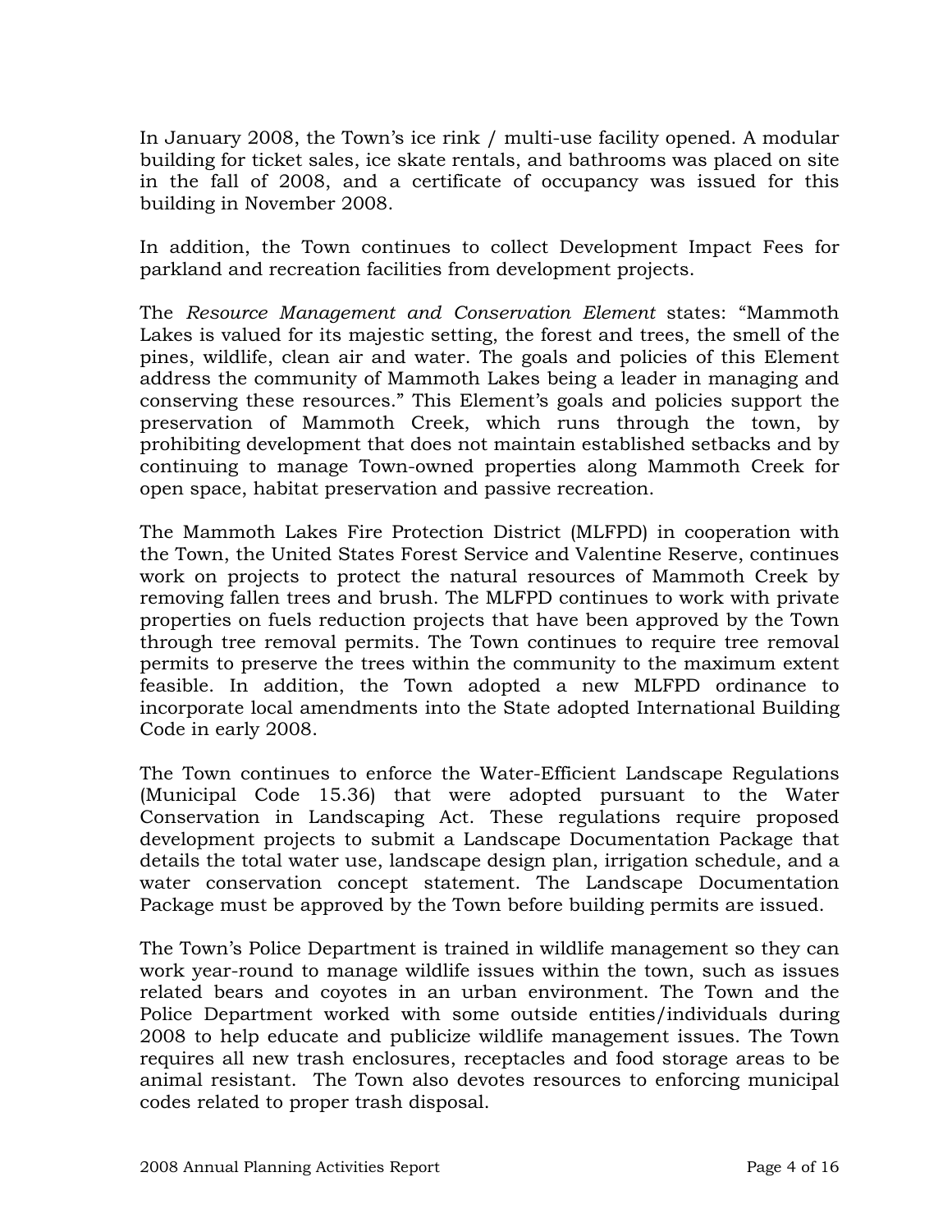In January 2008, the Town's ice rink / multi-use facility opened. A modular building for ticket sales, ice skate rentals, and bathrooms was placed on site in the fall of 2008, and a certificate of occupancy was issued for this building in November 2008.

In addition, the Town continues to collect Development Impact Fees for parkland and recreation facilities from development projects.

The *Resource Management and Conservation Element* states: "Mammoth Lakes is valued for its majestic setting, the forest and trees, the smell of the pines, wildlife, clean air and water. The goals and policies of this Element address the community of Mammoth Lakes being a leader in managing and conserving these resources." This Element's goals and policies support the preservation of Mammoth Creek, which runs through the town, by prohibiting development that does not maintain established setbacks and by continuing to manage Town-owned properties along Mammoth Creek for open space, habitat preservation and passive recreation.

The Mammoth Lakes Fire Protection District (MLFPD) in cooperation with the Town, the United States Forest Service and Valentine Reserve, continues work on projects to protect the natural resources of Mammoth Creek by removing fallen trees and brush. The MLFPD continues to work with private properties on fuels reduction projects that have been approved by the Town through tree removal permits. The Town continues to require tree removal permits to preserve the trees within the community to the maximum extent feasible. In addition, the Town adopted a new MLFPD ordinance to incorporate local amendments into the State adopted International Building Code in early 2008.

The Town continues to enforce the Water-Efficient Landscape Regulations (Municipal Code 15.36) that were adopted pursuant to the Water Conservation in Landscaping Act. These regulations require proposed development projects to submit a Landscape Documentation Package that details the total water use, landscape design plan, irrigation schedule, and a water conservation concept statement. The Landscape Documentation Package must be approved by the Town before building permits are issued.

The Town's Police Department is trained in wildlife management so they can work year-round to manage wildlife issues within the town, such as issues related bears and coyotes in an urban environment. The Town and the Police Department worked with some outside entities/individuals during 2008 to help educate and publicize wildlife management issues. The Town requires all new trash enclosures, receptacles and food storage areas to be animal resistant. The Town also devotes resources to enforcing municipal codes related to proper trash disposal.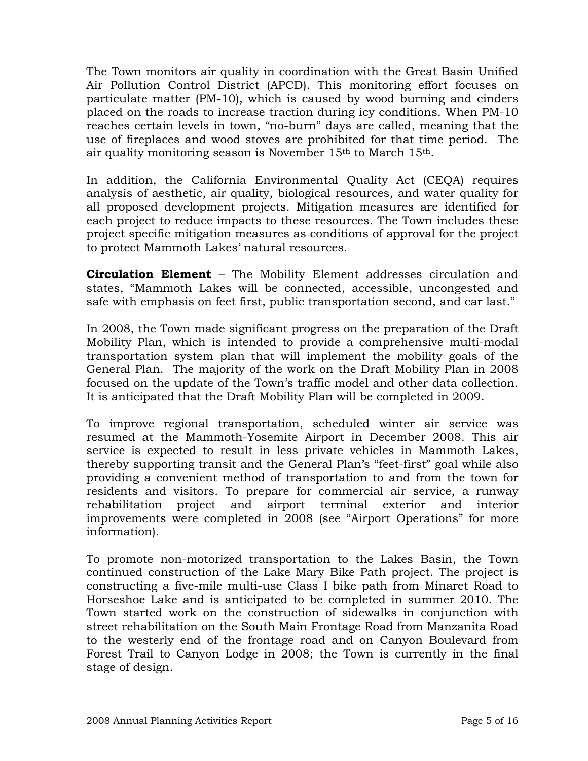The Town monitors air quality in coordination with the Great Basin Unified Air Pollution Control District (APCD). This monitoring effort focuses on particulate matter (PM-10), which is caused by wood burning and cinders placed on the roads to increase traction during icy conditions. When PM-10 reaches certain levels in town, "no-burn" days are called, meaning that the use of fireplaces and wood stoves are prohibited for that time period. The air quality monitoring season is November 15th to March 15th.

In addition, the California Environmental Quality Act (CEQA) requires analysis of aesthetic, air quality, biological resources, and water quality for all proposed development projects. Mitigation measures are identified for each project to reduce impacts to these resources. The Town includes these project specific mitigation measures as conditions of approval for the project to protect Mammoth Lakes' natural resources.

**Circulation Element** – The Mobility Element addresses circulation and states, "Mammoth Lakes will be connected, accessible, uncongested and safe with emphasis on feet first, public transportation second, and car last."

In 2008, the Town made significant progress on the preparation of the Draft Mobility Plan, which is intended to provide a comprehensive multi-modal transportation system plan that will implement the mobility goals of the General Plan. The majority of the work on the Draft Mobility Plan in 2008 focused on the update of the Town's traffic model and other data collection. It is anticipated that the Draft Mobility Plan will be completed in 2009.

To improve regional transportation, scheduled winter air service was resumed at the Mammoth-Yosemite Airport in December 2008. This air service is expected to result in less private vehicles in Mammoth Lakes, thereby supporting transit and the General Plan's "feet-first" goal while also providing a convenient method of transportation to and from the town for residents and visitors. To prepare for commercial air service, a runway rehabilitation project and airport terminal exterior and interior improvements were completed in 2008 (see "Airport Operations" for more information).

To promote non-motorized transportation to the Lakes Basin, the Town continued construction of the Lake Mary Bike Path project. The project is constructing a five-mile multi-use Class I bike path from Minaret Road to Horseshoe Lake and is anticipated to be completed in summer 2010. The Town started work on the construction of sidewalks in conjunction with street rehabilitation on the South Main Frontage Road from Manzanita Road to the westerly end of the frontage road and on Canyon Boulevard from Forest Trail to Canyon Lodge in 2008; the Town is currently in the final stage of design.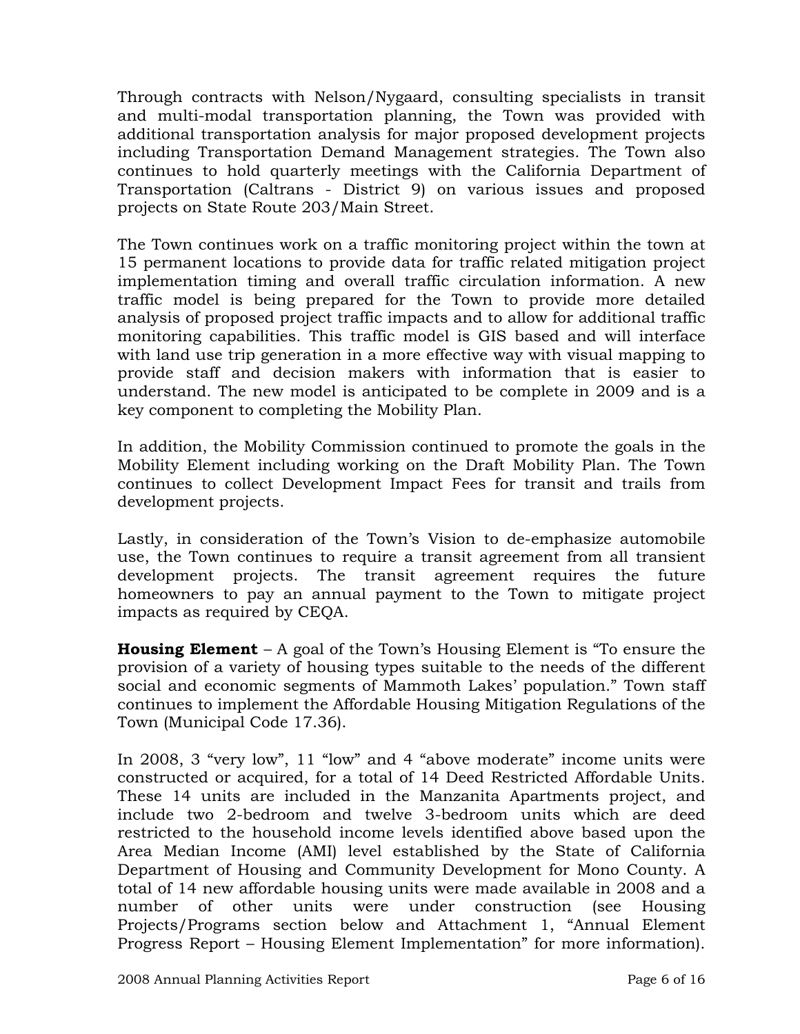Through contracts with Nelson/Nygaard, consulting specialists in transit and multi-modal transportation planning, the Town was provided with additional transportation analysis for major proposed development projects including Transportation Demand Management strategies. The Town also continues to hold quarterly meetings with the California Department of Transportation (Caltrans - District 9) on various issues and proposed projects on State Route 203/Main Street.

The Town continues work on a traffic monitoring project within the town at 15 permanent locations to provide data for traffic related mitigation project implementation timing and overall traffic circulation information. A new traffic model is being prepared for the Town to provide more detailed analysis of proposed project traffic impacts and to allow for additional traffic monitoring capabilities. This traffic model is GIS based and will interface with land use trip generation in a more effective way with visual mapping to provide staff and decision makers with information that is easier to understand. The new model is anticipated to be complete in 2009 and is a key component to completing the Mobility Plan.

In addition, the Mobility Commission continued to promote the goals in the Mobility Element including working on the Draft Mobility Plan. The Town continues to collect Development Impact Fees for transit and trails from development projects.

Lastly, in consideration of the Town's Vision to de-emphasize automobile use, the Town continues to require a transit agreement from all transient development projects. The transit agreement requires the future homeowners to pay an annual payment to the Town to mitigate project impacts as required by CEQA.

**Housing Element** – A goal of the Town's Housing Element is "To ensure the provision of a variety of housing types suitable to the needs of the different social and economic segments of Mammoth Lakes' population." Town staff continues to implement the Affordable Housing Mitigation Regulations of the Town (Municipal Code 17.36).

In 2008, 3 "very low", 11 "low" and 4 "above moderate" income units were constructed or acquired, for a total of 14 Deed Restricted Affordable Units. These 14 units are included in the Manzanita Apartments project, and include two 2-bedroom and twelve 3-bedroom units which are deed restricted to the household income levels identified above based upon the Area Median Income (AMI) level established by the State of California Department of Housing and Community Development for Mono County. A total of 14 new affordable housing units were made available in 2008 and a number of other units were under construction (see Housing Projects/Programs section below and Attachment 1, "Annual Element Progress Report – Housing Element Implementation" for more information).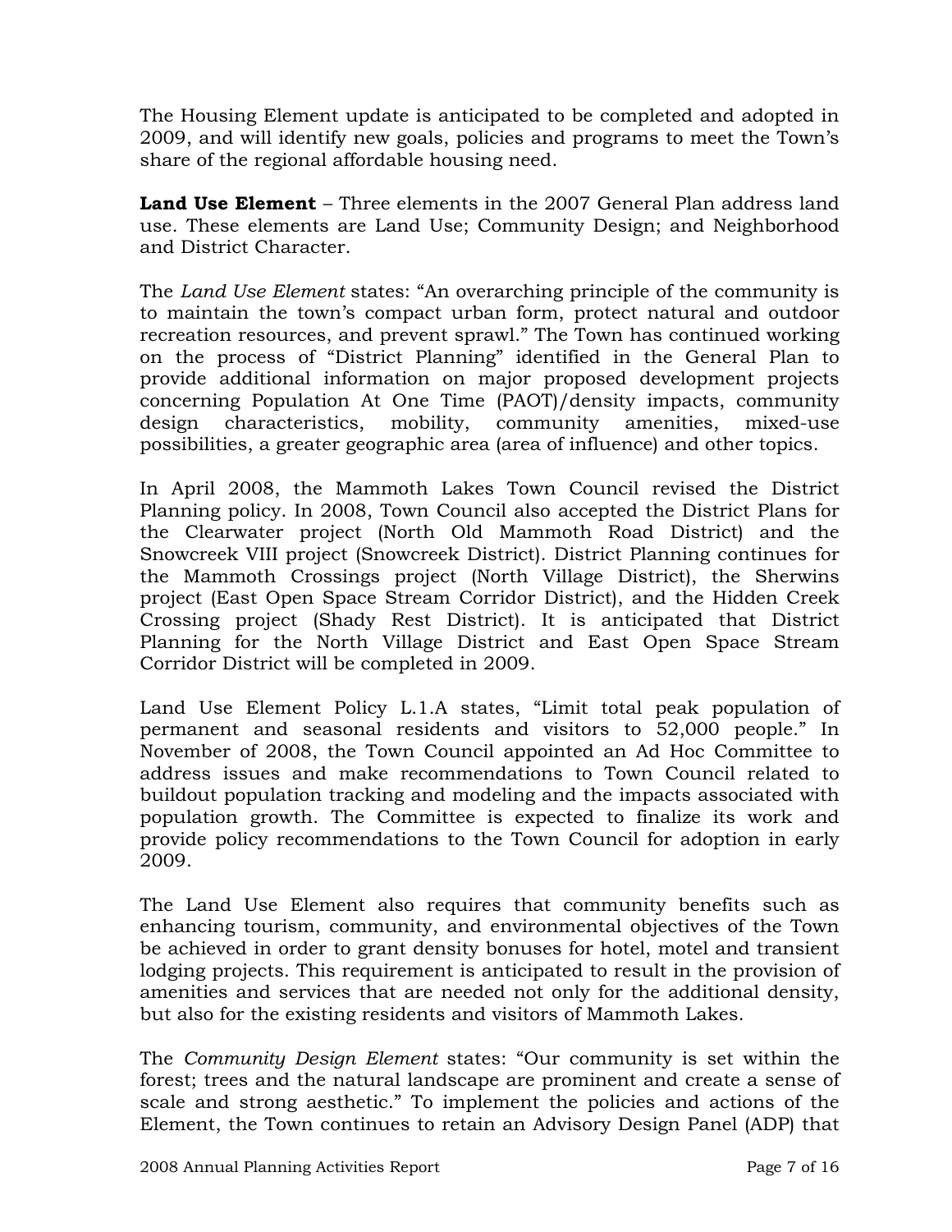The Housing Element update is anticipated to be completed and adopted in 2009, and will identify new goals, policies and programs to meet the Town's share of the regional affordable housing need.

**Land Use Element** – Three elements in the 2007 General Plan address land use. These elements are Land Use; Community Design; and Neighborhood and District Character.

The *Land Use Element* states: "An overarching principle of the community is to maintain the town's compact urban form, protect natural and outdoor recreation resources, and prevent sprawl." The Town has continued working on the process of "District Planning" identified in the General Plan to provide additional information on major proposed development projects concerning Population At One Time (PAOT)/density impacts, community design characteristics, mobility, community amenities, mixed-use possibilities, a greater geographic area (area of influence) and other topics.

In April 2008, the Mammoth Lakes Town Council revised the District Planning policy. In 2008, Town Council also accepted the District Plans for the Clearwater project (North Old Mammoth Road District) and the Snowcreek VIII project (Snowcreek District). District Planning continues for the Mammoth Crossings project (North Village District), the Sherwins project (East Open Space Stream Corridor District), and the Hidden Creek Crossing project (Shady Rest District). It is anticipated that District Planning for the North Village District and East Open Space Stream Corridor District will be completed in 2009.

Land Use Element Policy L.1.A states, "Limit total peak population of permanent and seasonal residents and visitors to 52,000 people." In November of 2008, the Town Council appointed an Ad Hoc Committee to address issues and make recommendations to Town Council related to buildout population tracking and modeling and the impacts associated with population growth. The Committee is expected to finalize its work and provide policy recommendations to the Town Council for adoption in early 2009.

The Land Use Element also requires that community benefits such as enhancing tourism, community, and environmental objectives of the Town be achieved in order to grant density bonuses for hotel, motel and transient lodging projects. This requirement is anticipated to result in the provision of amenities and services that are needed not only for the additional density, but also for the existing residents and visitors of Mammoth Lakes.

The *Community Design Element* states: "Our community is set within the forest; trees and the natural landscape are prominent and create a sense of scale and strong aesthetic." To implement the policies and actions of the Element, the Town continues to retain an Advisory Design Panel (ADP) that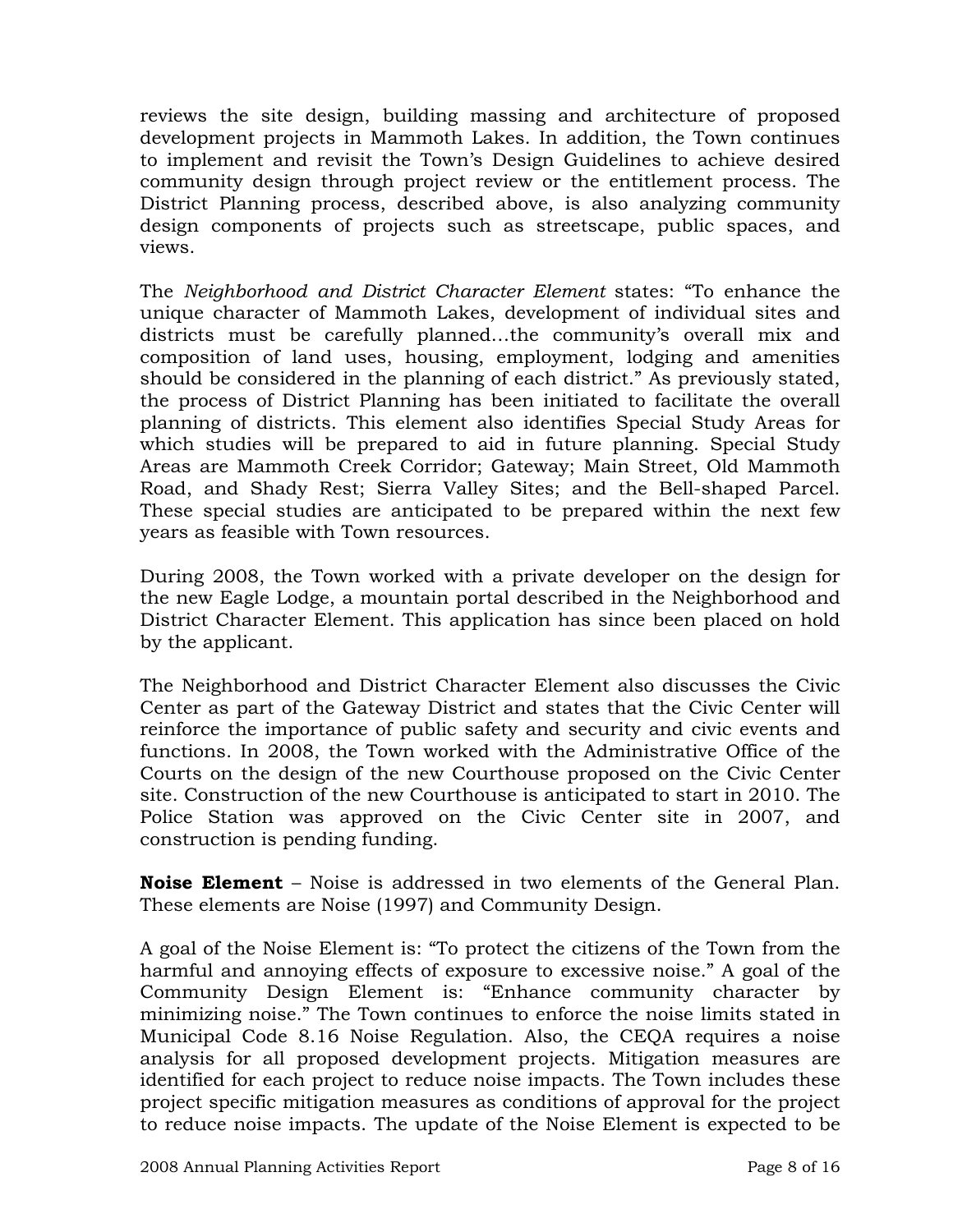reviews the site design, building massing and architecture of proposed development projects in Mammoth Lakes. In addition, the Town continues to implement and revisit the Town's Design Guidelines to achieve desired community design through project review or the entitlement process. The District Planning process, described above, is also analyzing community design components of projects such as streetscape, public spaces, and views.

The *Neighborhood and District Character Element* states: "To enhance the unique character of Mammoth Lakes, development of individual sites and districts must be carefully planned…the community's overall mix and composition of land uses, housing, employment, lodging and amenities should be considered in the planning of each district." As previously stated, the process of District Planning has been initiated to facilitate the overall planning of districts. This element also identifies Special Study Areas for which studies will be prepared to aid in future planning. Special Study Areas are Mammoth Creek Corridor; Gateway; Main Street, Old Mammoth Road, and Shady Rest; Sierra Valley Sites; and the Bell-shaped Parcel. These special studies are anticipated to be prepared within the next few years as feasible with Town resources.

During 2008, the Town worked with a private developer on the design for the new Eagle Lodge, a mountain portal described in the Neighborhood and District Character Element. This application has since been placed on hold by the applicant.

The Neighborhood and District Character Element also discusses the Civic Center as part of the Gateway District and states that the Civic Center will reinforce the importance of public safety and security and civic events and functions. In 2008, the Town worked with the Administrative Office of the Courts on the design of the new Courthouse proposed on the Civic Center site. Construction of the new Courthouse is anticipated to start in 2010. The Police Station was approved on the Civic Center site in 2007, and construction is pending funding.

**Noise Element** – Noise is addressed in two elements of the General Plan. These elements are Noise (1997) and Community Design.

A goal of the Noise Element is: "To protect the citizens of the Town from the harmful and annoying effects of exposure to excessive noise." A goal of the Community Design Element is: "Enhance community character by minimizing noise." The Town continues to enforce the noise limits stated in Municipal Code 8.16 Noise Regulation. Also, the CEQA requires a noise analysis for all proposed development projects. Mitigation measures are identified for each project to reduce noise impacts. The Town includes these project specific mitigation measures as conditions of approval for the project to reduce noise impacts. The update of the Noise Element is expected to be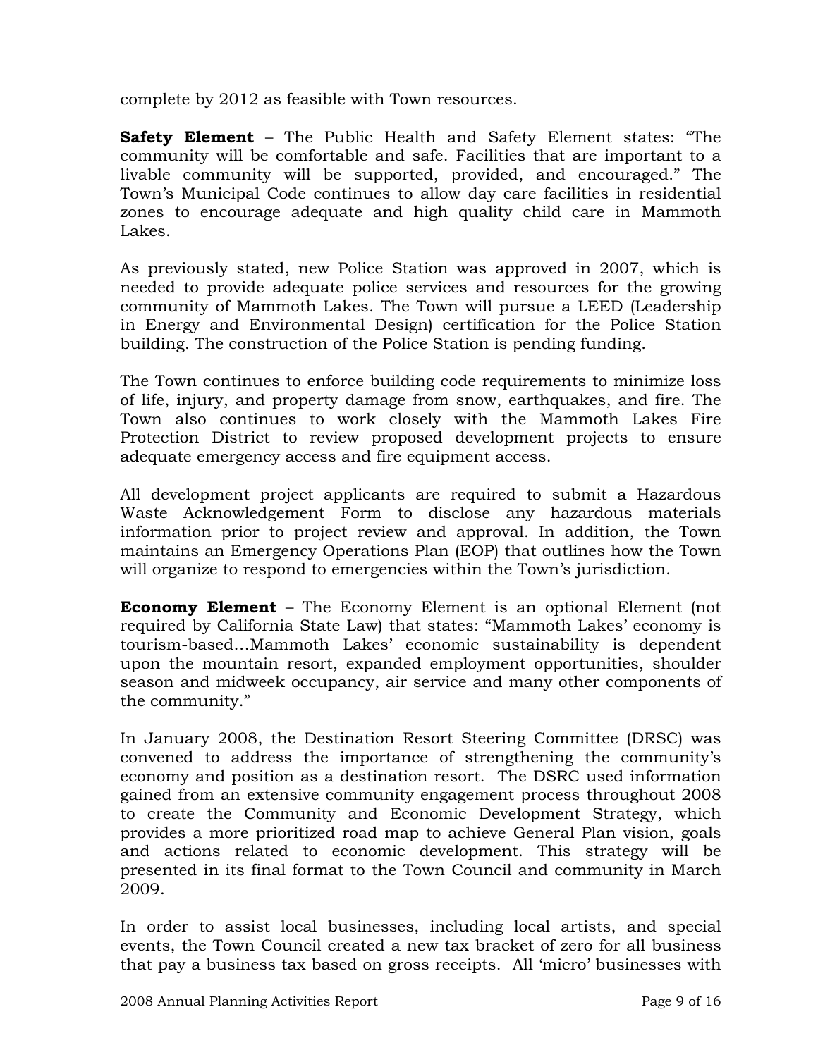complete by 2012 as feasible with Town resources.

**Safety Element** – The Public Health and Safety Element states: "The community will be comfortable and safe. Facilities that are important to a livable community will be supported, provided, and encouraged." The Town's Municipal Code continues to allow day care facilities in residential zones to encourage adequate and high quality child care in Mammoth Lakes.

As previously stated, new Police Station was approved in 2007, which is needed to provide adequate police services and resources for the growing community of Mammoth Lakes. The Town will pursue a LEED (Leadership in Energy and Environmental Design) certification for the Police Station building. The construction of the Police Station is pending funding.

The Town continues to enforce building code requirements to minimize loss of life, injury, and property damage from snow, earthquakes, and fire. The Town also continues to work closely with the Mammoth Lakes Fire Protection District to review proposed development projects to ensure adequate emergency access and fire equipment access.

All development project applicants are required to submit a Hazardous Waste Acknowledgement Form to disclose any hazardous materials information prior to project review and approval. In addition, the Town maintains an Emergency Operations Plan (EOP) that outlines how the Town will organize to respond to emergencies within the Town's jurisdiction.

**Economy Element** – The Economy Element is an optional Element (not required by California State Law) that states: "Mammoth Lakes' economy is tourism-based…Mammoth Lakes' economic sustainability is dependent upon the mountain resort, expanded employment opportunities, shoulder season and midweek occupancy, air service and many other components of the community."

In January 2008, the Destination Resort Steering Committee (DRSC) was convened to address the importance of strengthening the community's economy and position as a destination resort. The DSRC used information gained from an extensive community engagement process throughout 2008 to create the Community and Economic Development Strategy, which provides a more prioritized road map to achieve General Plan vision, goals and actions related to economic development. This strategy will be presented in its final format to the Town Council and community in March 2009.

In order to assist local businesses, including local artists, and special events, the Town Council created a new tax bracket of zero for all business that pay a business tax based on gross receipts. All 'micro' businesses with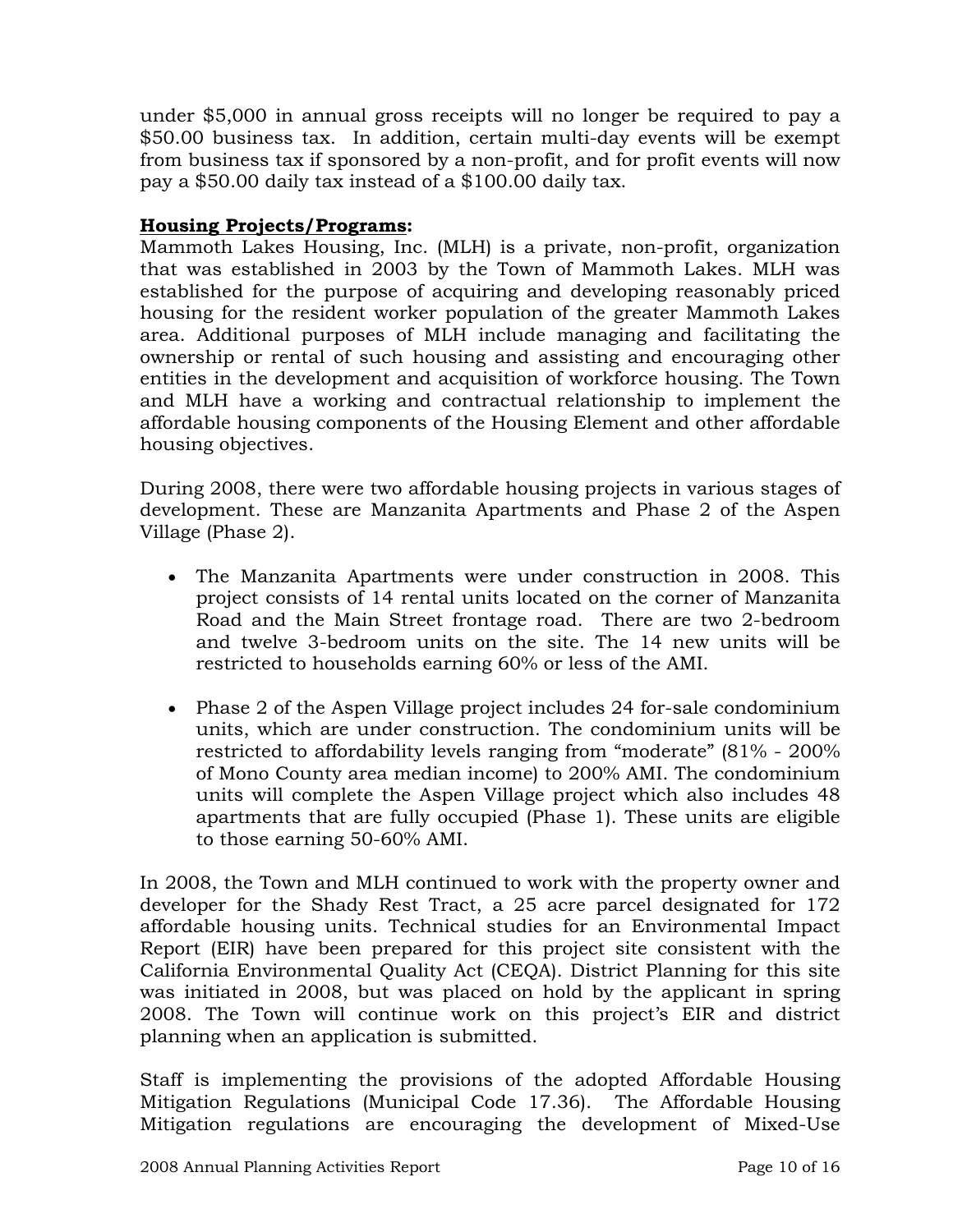under $5,000 in annual gross receipts will no longer be required to pay a $50.00 business tax. In addition, certain multi-day events will be exempt from business tax if sponsored by a non-profit, and for profit events will now pay a $50.00 daily tax instead of a $100.00 daily tax.

**Housing Projects/Programs:**

Mammoth Lakes Housing, Inc. (MLH) is a private, non-profit, organization that was established in 2003 by the Town of Mammoth Lakes. MLH was established for the purpose of acquiring and developing reasonably priced housing for the resident worker population of the greater Mammoth Lakes area. Additional purposes of MLH include managing and facilitating the ownership or rental of such housing and assisting and encouraging other entities in the development and acquisition of workforce housing. The Town and MLH have a working and contractual relationship to implement the affordable housing components of the Housing Element and other affordable housing objectives.

During 2008, there were two affordable housing projects in various stages of development. These are Manzanita Apartments and Phase 2 of the Aspen Village (Phase 2).

- The Manzanita Apartments were under construction in 2008. This project consists of 14 rental units located on the corner of Manzanita Road and the Main Street frontage road. There are two 2-bedroom and twelve 3-bedroom units on the site. The 14 new units will be restricted to households earning 60% or less of the AMI.

- Phase 2 of the Aspen Village project includes 24 for-sale condominium units, which are under construction. The condominium units will be restricted to affordability levels ranging from "moderate" (81% - 200% of Mono County area median income) to 200% AMI. The condominium units will complete the Aspen Village project which also includes 48 apartments that are fully occupied (Phase 1). These units are eligible to those earning 50-60% AMI.

In 2008, the Town and MLH continued to work with the property owner and developer for the Shady Rest Tract, a 25 acre parcel designated for 172 affordable housing units. Technical studies for an Environmental Impact Report (EIR) have been prepared for this project site consistent with the California Environmental Quality Act (CEQA). District Planning for this site was initiated in 2008, but was placed on hold by the applicant in spring 2008. The Town will continue work on this project's EIR and district planning when an application is submitted.

Staff is implementing the provisions of the adopted Affordable Housing Mitigation Regulations (Municipal Code 17.36). The Affordable Housing Mitigation regulations are encouraging the development of Mixed-Use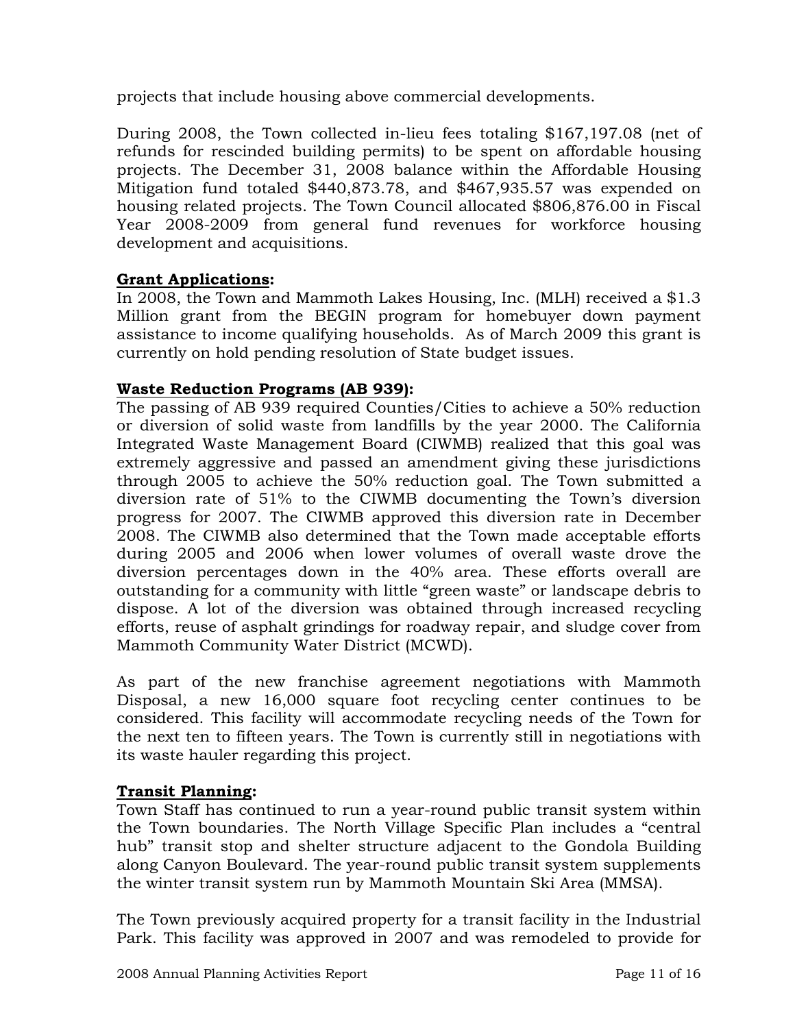projects that include housing above commercial developments.

During 2008, the Town collected in-lieu fees totaling $167,197.08 (net of refunds for rescinded building permits) to be spent on affordable housing projects. The December 31, 2008 balance within the Affordable Housing Mitigation fund totaled $440,873.78, and $467,935.57 was expended on housing related projects. The Town Council allocated $806,876.00 in Fiscal Year 2008-2009 from general fund revenues for workforce housing development and acquisitions.

**Grant Applications:**
In 2008, the Town and Mammoth Lakes Housing, Inc. (MLH) received a $1.3 Million grant from the BEGIN program for homebuyer down payment assistance to income qualifying households. As of March 2009 this grant is currently on hold pending resolution of State budget issues.

**Waste Reduction Programs (AB 939):**
The passing of AB 939 required Counties/Cities to achieve a 50% reduction or diversion of solid waste from landfills by the year 2000. The California Integrated Waste Management Board (CIWMB) realized that this goal was extremely aggressive and passed an amendment giving these jurisdictions through 2005 to achieve the 50% reduction goal. The Town submitted a diversion rate of 51% to the CIWMB documenting the Town's diversion progress for 2007. The CIWMB approved this diversion rate in December 2008. The CIWMB also determined that the Town made acceptable efforts during 2005 and 2006 when lower volumes of overall waste drove the diversion percentages down in the 40% area. These efforts overall are outstanding for a community with little "green waste" or landscape debris to dispose. A lot of the diversion was obtained through increased recycling efforts, reuse of asphalt grindings for roadway repair, and sludge cover from Mammoth Community Water District (MCWD).

As part of the new franchise agreement negotiations with Mammoth Disposal, a new 16,000 square foot recycling center continues to be considered. This facility will accommodate recycling needs of the Town for the next ten to fifteen years. The Town is currently still in negotiations with its waste hauler regarding this project.

**Transit Planning:**
Town Staff has continued to run a year-round public transit system within the Town boundaries. The North Village Specific Plan includes a "central hub" transit stop and shelter structure adjacent to the Gondola Building along Canyon Boulevard. The year-round public transit system supplements the winter transit system run by Mammoth Mountain Ski Area (MMSA).

The Town previously acquired property for a transit facility in the Industrial Park. This facility was approved in 2007 and was remodeled to provide for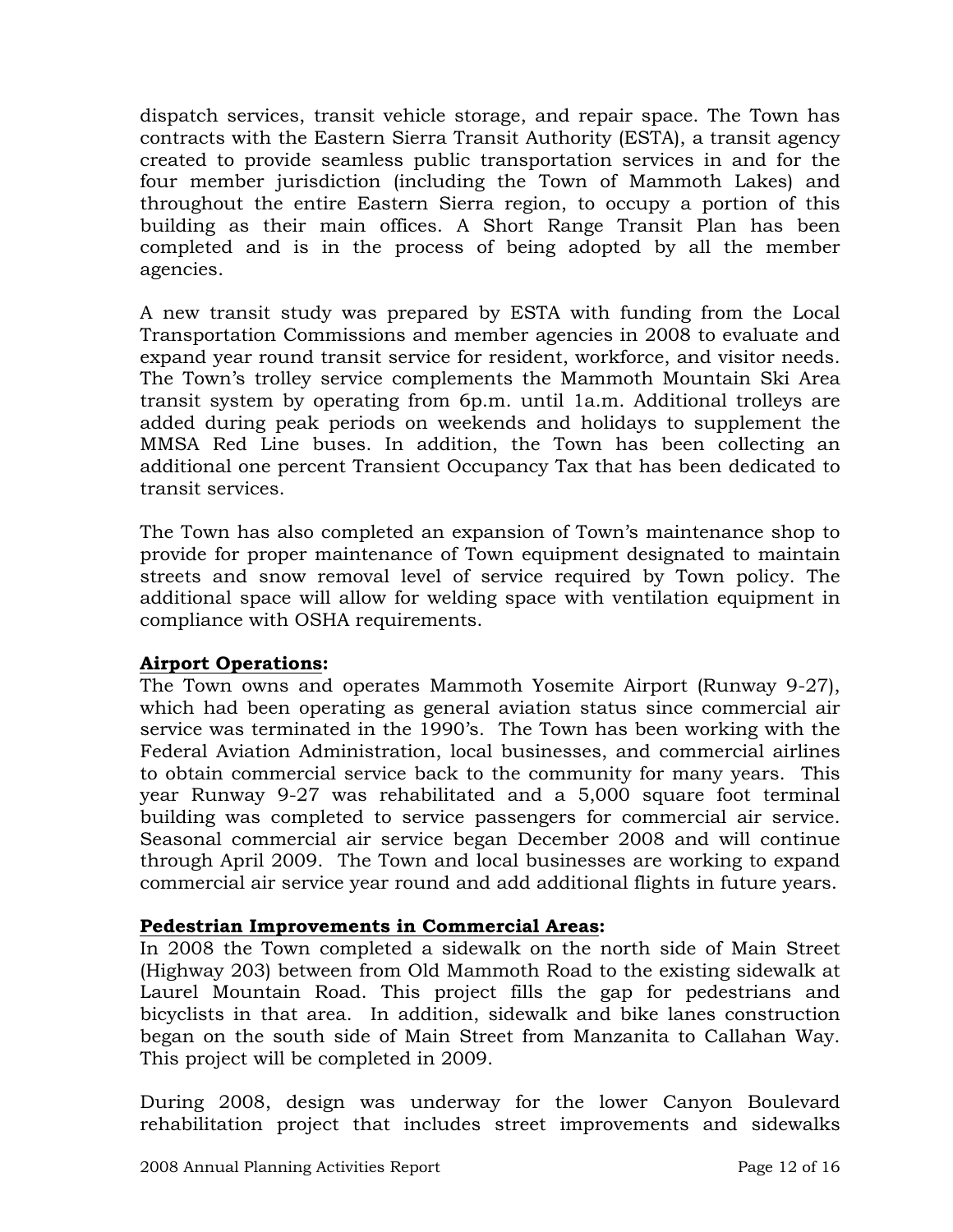dispatch services, transit vehicle storage, and repair space. The Town has contracts with the Eastern Sierra Transit Authority (ESTA), a transit agency created to provide seamless public transportation services in and for the four member jurisdiction (including the Town of Mammoth Lakes) and throughout the entire Eastern Sierra region, to occupy a portion of this building as their main offices. A Short Range Transit Plan has been completed and is in the process of being adopted by all the member agencies.

A new transit study was prepared by ESTA with funding from the Local Transportation Commissions and member agencies in 2008 to evaluate and expand year round transit service for resident, workforce, and visitor needs. The Town's trolley service complements the Mammoth Mountain Ski Area transit system by operating from 6p.m. until 1a.m. Additional trolleys are added during peak periods on weekends and holidays to supplement the MMSA Red Line buses. In addition, the Town has been collecting an additional one percent Transient Occupancy Tax that has been dedicated to transit services.

The Town has also completed an expansion of Town's maintenance shop to provide for proper maintenance of Town equipment designated to maintain streets and snow removal level of service required by Town policy. The additional space will allow for welding space with ventilation equipment in compliance with OSHA requirements.

**<u>Airport Operations</u>:**
The Town owns and operates Mammoth Yosemite Airport (Runway 9-27), which had been operating as general aviation status since commercial air service was terminated in the 1990's. The Town has been working with the Federal Aviation Administration, local businesses, and commercial airlines to obtain commercial service back to the community for many years. This year Runway 9-27 was rehabilitated and a 5,000 square foot terminal building was completed to service passengers for commercial air service. Seasonal commercial air service began December 2008 and will continue through April 2009. The Town and local businesses are working to expand commercial air service year round and add additional flights in future years.

**<u>Pedestrian Improvements in Commercial Areas</u>:**
In 2008 the Town completed a sidewalk on the north side of Main Street (Highway 203) between from Old Mammoth Road to the existing sidewalk at Laurel Mountain Road. This project fills the gap for pedestrians and bicyclists in that area. In addition, sidewalk and bike lanes construction began on the south side of Main Street from Manzanita to Callahan Way. This project will be completed in 2009.

During 2008, design was underway for the lower Canyon Boulevard rehabilitation project that includes street improvements and sidewalks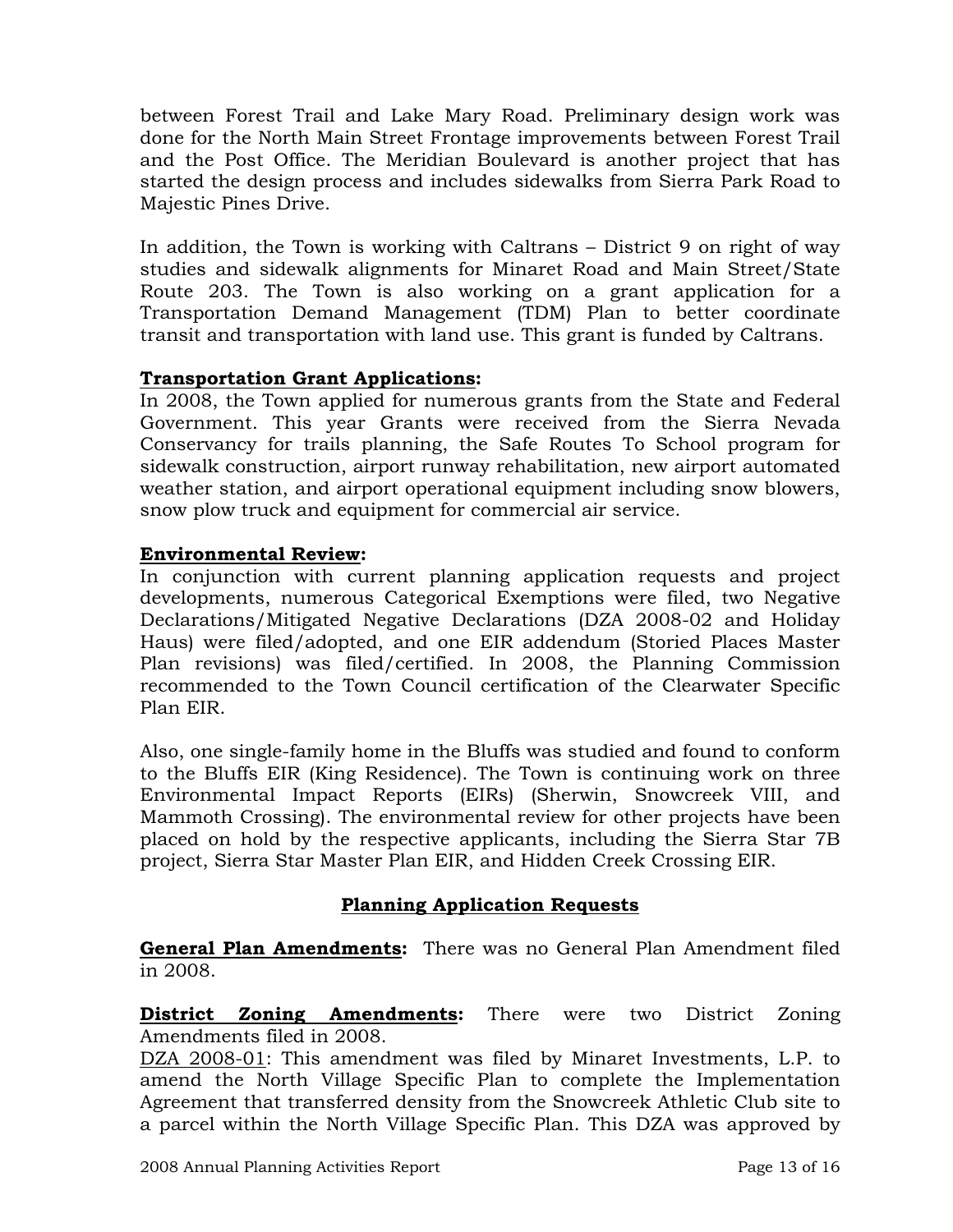between Forest Trail and Lake Mary Road. Preliminary design work was done for the North Main Street Frontage improvements between Forest Trail and the Post Office. The Meridian Boulevard is another project that has started the design process and includes sidewalks from Sierra Park Road to Majestic Pines Drive.

In addition, the Town is working with Caltrans – District 9 on right of way studies and sidewalk alignments for Minaret Road and Main Street/State Route 203. The Town is also working on a grant application for a Transportation Demand Management (TDM) Plan to better coordinate transit and transportation with land use. This grant is funded by Caltrans.

**Transportation Grant Applications:**
In 2008, the Town applied for numerous grants from the State and Federal Government. This year Grants were received from the Sierra Nevada Conservancy for trails planning, the Safe Routes To School program for sidewalk construction, airport runway rehabilitation, new airport automated weather station, and airport operational equipment including snow blowers, snow plow truck and equipment for commercial air service.

**Environmental Review:**
In conjunction with current planning application requests and project developments, numerous Categorical Exemptions were filed, two Negative Declarations/Mitigated Negative Declarations (DZA 2008-02 and Holiday Haus) were filed/adopted, and one EIR addendum (Storied Places Master Plan revisions) was filed/certified. In 2008, the Planning Commission recommended to the Town Council certification of the Clearwater Specific Plan EIR.

Also, one single-family home in the Bluffs was studied and found to conform to the Bluffs EIR (King Residence). The Town is continuing work on three Environmental Impact Reports (EIRs) (Sherwin, Snowcreek VIII, and Mammoth Crossing). The environmental review for other projects have been placed on hold by the respective applicants, including the Sierra Star 7B project, Sierra Star Master Plan EIR, and Hidden Creek Crossing EIR.

## Planning Application Requests

**General Plan Amendments:** There was no General Plan Amendment filed in 2008.

**District Zoning Amendments:** There were two District Zoning Amendments filed in 2008.
DZA 2008-01: This amendment was filed by Minaret Investments, L.P. to amend the North Village Specific Plan to complete the Implementation Agreement that transferred density from the Snowcreek Athletic Club site to a parcel within the North Village Specific Plan. This DZA was approved by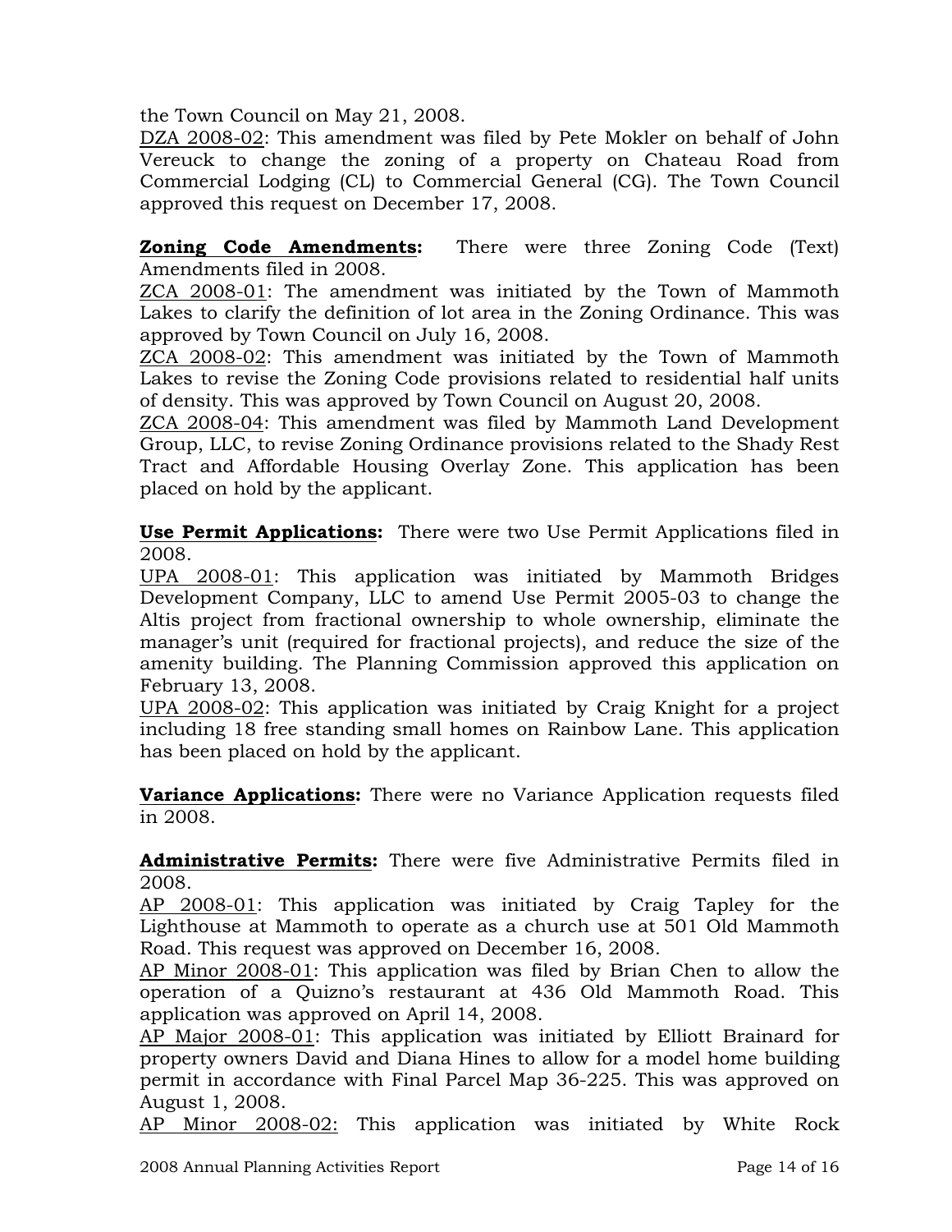the Town Council on May 21, 2008.

<u>DZA 2008-02</u>: This amendment was filed by Pete Mokler on behalf of John Vereuck to change the zoning of a property on Chateau Road from Commercial Lodging (CL) to Commercial General (CG). The Town Council approved this request on December 17, 2008.

**<u>Zoning Code Amendments</u>:** There were three Zoning Code (Text) Amendments filed in 2008.

<u>ZCA 2008-01</u>: The amendment was initiated by the Town of Mammoth Lakes to clarify the definition of lot area in the Zoning Ordinance. This was approved by Town Council on July 16, 2008.

<u>ZCA 2008-02</u>: This amendment was initiated by the Town of Mammoth Lakes to revise the Zoning Code provisions related to residential half units of density. This was approved by Town Council on August 20, 2008.

<u>ZCA 2008-04</u>: This amendment was filed by Mammoth Land Development Group, LLC, to revise Zoning Ordinance provisions related to the Shady Rest Tract and Affordable Housing Overlay Zone. This application has been placed on hold by the applicant.

**<u>Use Permit Applications</u>:** There were two Use Permit Applications filed in 2008.

<u>UPA 2008-01</u>: This application was initiated by Mammoth Bridges Development Company, LLC to amend Use Permit 2005-03 to change the Altis project from fractional ownership to whole ownership, eliminate the manager's unit (required for fractional projects), and reduce the size of the amenity building. The Planning Commission approved this application on February 13, 2008.

<u>UPA 2008-02</u>: This application was initiated by Craig Knight for a project including 18 free standing small homes on Rainbow Lane. This application has been placed on hold by the applicant.

**<u>Variance Applications</u>:** There were no Variance Application requests filed in 2008.

**<u>Administrative Permits</u>:** There were five Administrative Permits filed in 2008.

<u>AP 2008-01</u>: This application was initiated by Craig Tapley for the Lighthouse at Mammoth to operate as a church use at 501 Old Mammoth Road. This request was approved on December 16, 2008.

<u>AP Minor 2008-01</u>: This application was filed by Brian Chen to allow the operation of a Quizno's restaurant at 436 Old Mammoth Road. This application was approved on April 14, 2008.

<u>AP Major 2008-01</u>: This application was initiated by Elliott Brainard for property owners David and Diana Hines to allow for a model home building permit in accordance with Final Parcel Map 36-225. This was approved on August 1, 2008.

<u>AP Minor 2008-02:</u> This application was initiated by White Rock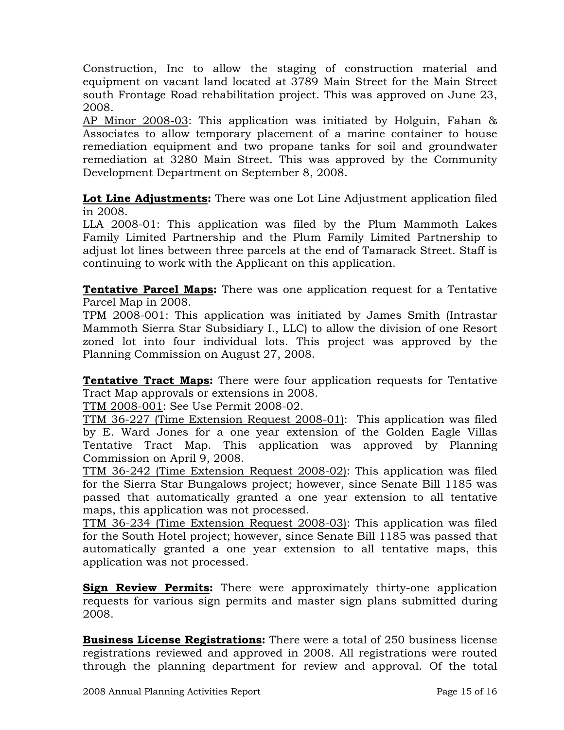Construction, Inc to allow the staging of construction material and equipment on vacant land located at 3789 Main Street for the Main Street south Frontage Road rehabilitation project. This was approved on June 23, 2008.

AP Minor 2008-03: This application was initiated by Holguin, Fahan & Associates to allow temporary placement of a marine container to house remediation equipment and two propane tanks for soil and groundwater remediation at 3280 Main Street. This was approved by the Community Development Department on September 8, 2008.

**Lot Line Adjustments:** There was one Lot Line Adjustment application filed in 2008.

LLA 2008-01: This application was filed by the Plum Mammoth Lakes Family Limited Partnership and the Plum Family Limited Partnership to adjust lot lines between three parcels at the end of Tamarack Street. Staff is continuing to work with the Applicant on this application.

**Tentative Parcel Maps:** There was one application request for a Tentative Parcel Map in 2008.

TPM 2008-001: This application was initiated by James Smith (Intrastar Mammoth Sierra Star Subsidiary I., LLC) to allow the division of one Resort zoned lot into four individual lots. This project was approved by the Planning Commission on August 27, 2008.

**Tentative Tract Maps:** There were four application requests for Tentative Tract Map approvals or extensions in 2008.

TTM 2008-001: See Use Permit 2008-02.

TTM 36-227 (Time Extension Request 2008-01): This application was filed by E. Ward Jones for a one year extension of the Golden Eagle Villas Tentative Tract Map. This application was approved by Planning Commission on April 9, 2008.

TTM 36-242 (Time Extension Request 2008-02): This application was filed for the Sierra Star Bungalows project; however, since Senate Bill 1185 was passed that automatically granted a one year extension to all tentative maps, this application was not processed.

TTM 36-234 (Time Extension Request 2008-03): This application was filed for the South Hotel project; however, since Senate Bill 1185 was passed that automatically granted a one year extension to all tentative maps, this application was not processed.

**Sign Review Permits:** There were approximately thirty-one application requests for various sign permits and master sign plans submitted during 2008.

**Business License Registrations:** There were a total of 250 business license registrations reviewed and approved in 2008. All registrations were routed through the planning department for review and approval. Of the total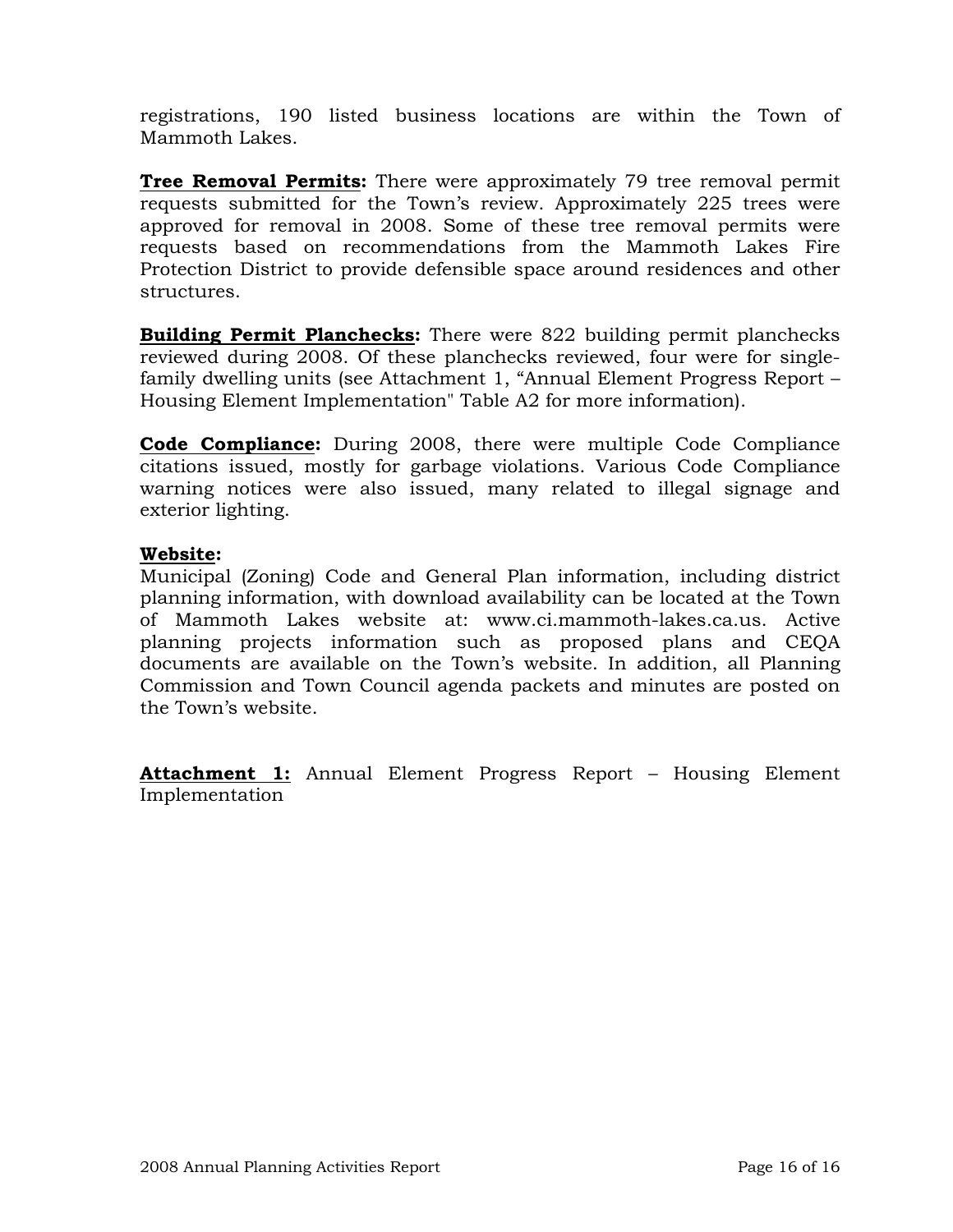registrations, 190 listed business locations are within the Town of Mammoth Lakes.

**Tree Removal Permits:** There were approximately 79 tree removal permit requests submitted for the Town's review. Approximately 225 trees were approved for removal in 2008. Some of these tree removal permits were requests based on recommendations from the Mammoth Lakes Fire Protection District to provide defensible space around residences and other structures.

**Building Permit Planchecks:** There were 822 building permit planchecks reviewed during 2008. Of these planchecks reviewed, four were for single-family dwelling units (see Attachment 1, "Annual Element Progress Report – Housing Element Implementation" Table A2 for more information).

**Code Compliance:** During 2008, there were multiple Code Compliance citations issued, mostly for garbage violations. Various Code Compliance warning notices were also issued, many related to illegal signage and exterior lighting.

**Website:**

Municipal (Zoning) Code and General Plan information, including district planning information, with download availability can be located at the Town of Mammoth Lakes website at: www.ci.mammoth-lakes.ca.us. Active planning projects information such as proposed plans and CEQA documents are available on the Town's website. In addition, all Planning Commission and Town Council agenda packets and minutes are posted on the Town's website.

**Attachment 1:** Annual Element Progress Report – Housing Element Implementation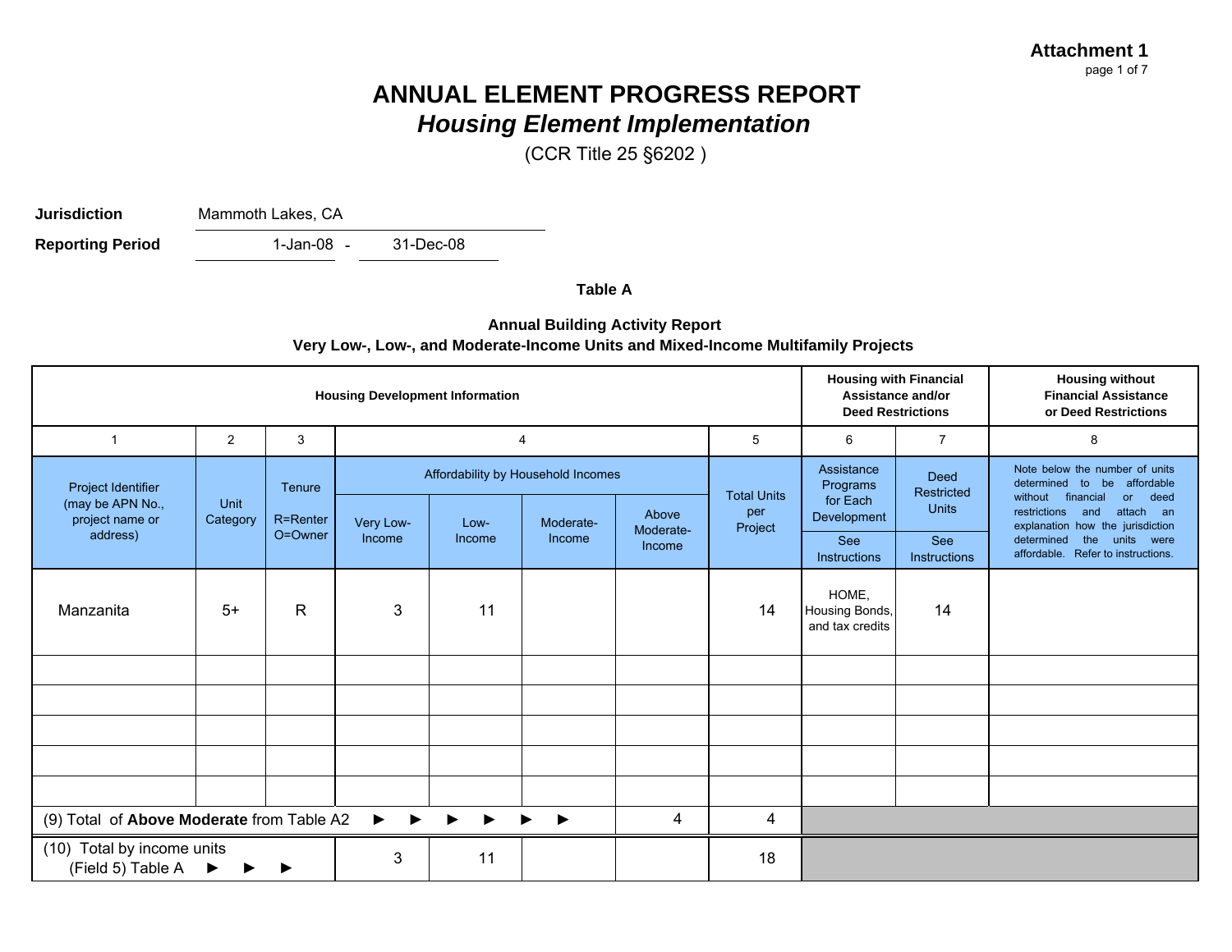**Attachment 1**

# ANNUAL ELEMENT PROGRESS REPORT

## *Housing Element Implementation*

(CCR Title 25 §6202 )

**Jurisdiction** Mammoth Lakes, CA

**Reporting Period** 1-Jan-08 - 31-Dec-08

### Table A

**Annual Building Activity Report**
**Very Low-, Low-, and Moderate-Income Units and Mixed-Income Multifamily Projects**

| Housing Development Information | | | | | | | | Housing with Financial Assistance and/or Deed Restrictions | | Housing without Financial Assistance or Deed Restrictions |
|---|---|---|---|---|---|---|---|---|---|---|
| 1 | 2 | 3 | 4 | | | | 5 | 6 | 7 | 8 |
| Project Identifier (may be APN No., project name or address) | Unit Category | Tenure R=Renter O=Owner | Affordability by Household Incomes | | | | Total Units per Project | Assistance Programs for Each Development See Instructions | Deed Restricted Units See Instructions | Note below the number of units determined to be affordable without financial or deed restrictions and attach an explanation how the jurisdiction determined the units were affordable. Refer to instructions. |
| | | | Very Low-Income | Low-Income | Moderate-Income | Above Moderate-Income | | | | |
| Manzanita | 5+ | R | 3 | 11 | | | 14 | HOME, Housing Bonds, and tax credits | 14 | |
| | | | | | | | | | | |
| | | | | | | | | | | |
| | | | | | | | | | | |
| | | | | | | | | | | |
| | | | | | | | | | | |
| (9) Total of **Above Moderate** from Table A2 ► ► ► ► ► ► | | | | | | 4 | 4 | | | |
| (10) Total by income units (Field 5) Table A ► ► ► | | | 3 | 11 | | | 18 | | | |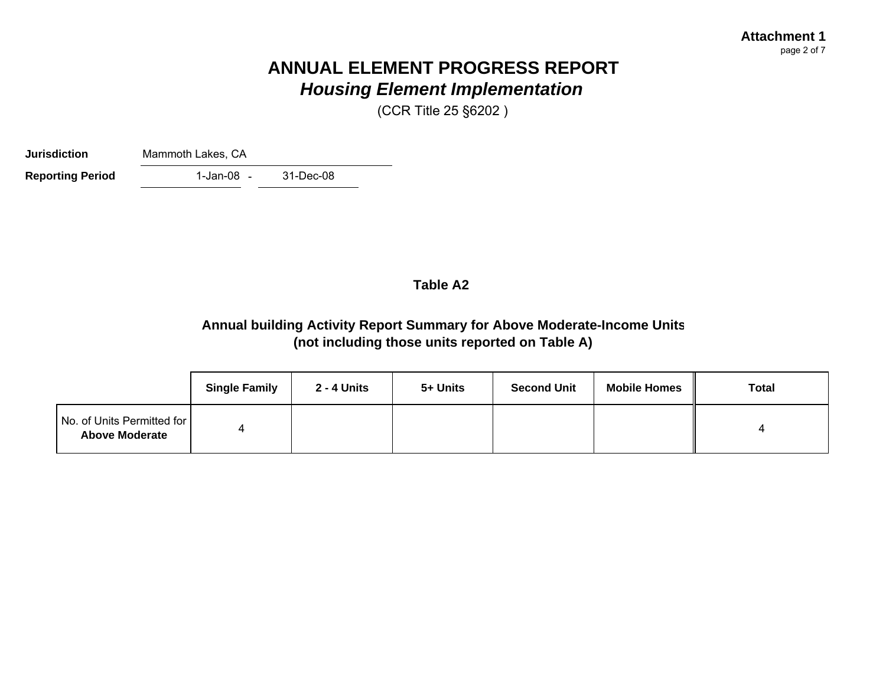**Attachment 1**
page 2 of 7

# ANNUAL ELEMENT PROGRESS REPORT
## *Housing Element Implementation*
(CCR Title 25 §6202 )

**Jurisdiction** Mammoth Lakes, CA

**Reporting Period** 1-Jan-08 - 31-Dec-08

### Table A2

### Annual building Activity Report Summary for Above Moderate-Income Units (not including those units reported on Table A)

| | Single Family | 2 - 4 Units | 5+ Units | Second Unit | Mobile Homes | Total |
|---|---|---|---|---|---|---|
| No. of Units Permitted for **Above Moderate** | 4 | | | | | 4 |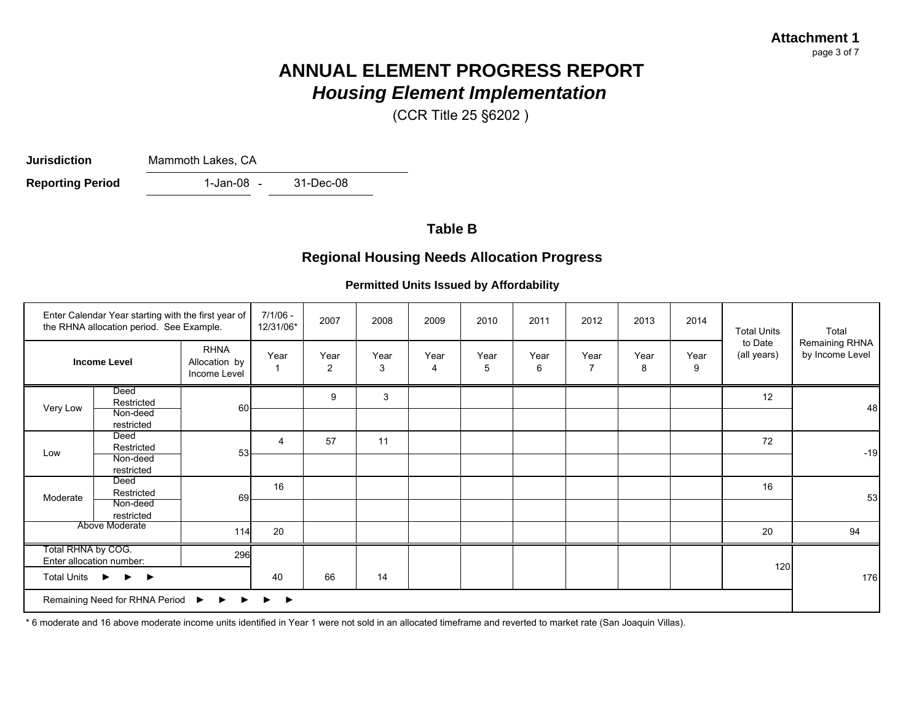**Attachment 1**
page 3 of 7

# ANNUAL ELEMENT PROGRESS REPORT
## *Housing Element Implementation*

(CCR Title 25 §6202 )

**Jurisdiction** Mammoth Lakes, CA

**Reporting Period** 1-Jan-08 - 31-Dec-08

### Table B

### Regional Housing Needs Allocation Progress

**Permitted Units Issued by Affordability**

| Enter Calendar Year starting with the first year of the RHNA allocation period. See Example. | | | 7/1/06 - 12/31/06* | 2007 | 2008 | 2009 | 2010 | 2011 | 2012 | 2013 | 2014 | Total Units to Date (all years) | Total Remaining RHNA by Income Level |
|---|---|---|---|---|---|---|---|---|---|---|---|---|---|
| **Income Level** | | RHNA Allocation by Income Level | Year 1 | Year 2 | Year 3 | Year 4 | Year 5 | Year 6 | Year 7 | Year 8 | Year 9 | | |
| Very Low | Deed Restricted | 60 | | 9 | 3 | | | | | | | 12 | 48 |
| | Non-deed restricted | | | | | | | | | | | | |
| Low | Deed Restricted | 53 | 4 | 57 | 11 | | | | | | | 72 | -19 |
| | Non-deed restricted | | | | | | | | | | | | |
| Moderate | Deed Restricted | 69 | 16 | | | | | | | | | 16 | 53 |
| | Non-deed restricted | | | | | | | | | | | | |
| Above Moderate | | 114 | 20 | | | | | | | | | 20 | 94 |
| Total RHNA by COG. Enter allocation number: | | 296 | | | | | | | | | | 120 | |
| Total Units ► ► ► | | | 40 | 66 | 14 | | | | | | | | |
| Remaining Need for RHNA Period ► ► ► ► ► | | | | | | | | | | | | | 176 |

\* 6 moderate and 16 above moderate income units identified in Year 1 were not sold in an allocated timeframe and reverted to market rate (San Joaquin Villas).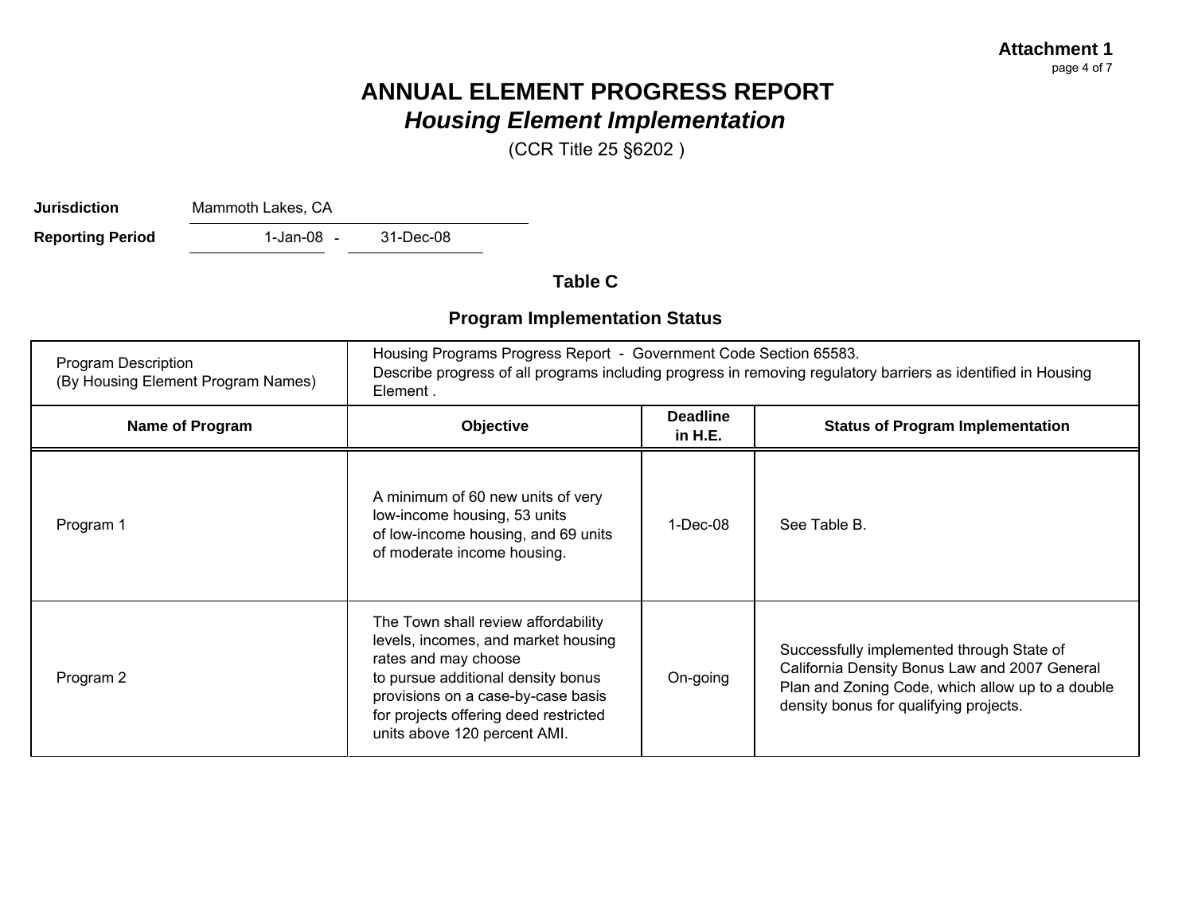**Attachment 1**

# ANNUAL ELEMENT PROGRESS REPORT
## *Housing Element Implementation*

(CCR Title 25 §6202 )

**Jurisdiction** Mammoth Lakes, CA

**Reporting Period** 1-Jan-08 - 31-Dec-08

### Table C

### Program Implementation Status

| Program Description (By Housing Element Program Names) | Housing Programs Progress Report - Government Code Section 65583. Describe progress of all programs including progress in removing regulatory barriers as identified in Housing Element . | | |
|---|---|---|---|
| **Name of Program** | **Objective** | **Deadline in H.E.** | **Status of Program Implementation** |
| Program 1 | A minimum of 60 new units of very low-income housing, 53 units of low-income housing, and 69 units of moderate income housing. | 1-Dec-08 | See Table B. |
| Program 2 | The Town shall review affordability levels, incomes, and market housing rates and may choose to pursue additional density bonus provisions on a case-by-case basis for projects offering deed restricted units above 120 percent AMI. | On-going | Successfully implemented through State of California Density Bonus Law and 2007 General Plan and Zoning Code, which allow up to a double density bonus for qualifying projects. |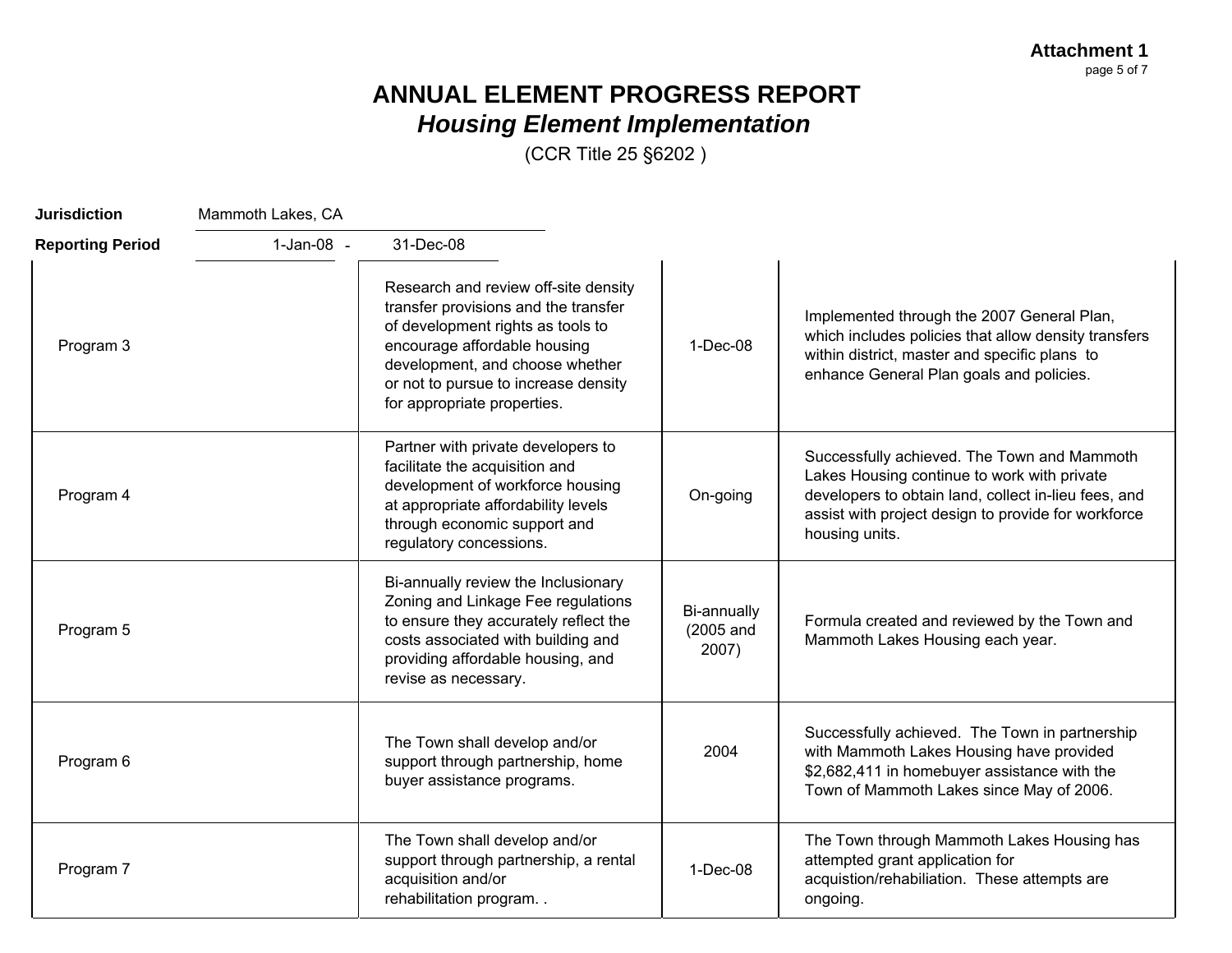# ANNUAL ELEMENT PROGRESS REPORT
## *Housing Element Implementation*

(CCR Title 25 §6202 )

**Jurisdiction** Mammoth Lakes, CA

**Reporting Period** 1-Jan-08 - 31-Dec-08

| | | | |
|---|---|---|---|
| Program 3 | Research and review off-site density transfer provisions and the transfer of development rights as tools to encourage affordable housing development, and choose whether or not to pursue to increase density for appropriate properties. | 1-Dec-08 | Implemented through the 2007 General Plan, which includes policies that allow density transfers within district, master and specific plans to enhance General Plan goals and policies. |
| Program 4 | Partner with private developers to facilitate the acquisition and development of workforce housing at appropriate affordability levels through economic support and regulatory concessions. | On-going | Successfully achieved. The Town and Mammoth Lakes Housing continue to work with private developers to obtain land, collect in-lieu fees, and assist with project design to provide for workforce housing units. |
| Program 5 | Bi-annually review the Inclusionary Zoning and Linkage Fee regulations to ensure they accurately reflect the costs associated with building and providing affordable housing, and revise as necessary. | Bi-annually (2005 and 2007) | Formula created and reviewed by the Town and Mammoth Lakes Housing each year. |
| Program 6 | The Town shall develop and/or support through partnership, home buyer assistance programs. | 2004 | Successfully achieved. The Town in partnership with Mammoth Lakes Housing have provided $2,682,411 in homebuyer assistance with the Town of Mammoth Lakes since May of 2006. |
| Program 7 | The Town shall develop and/or support through partnership, a rental acquisition and/or rehabilitation program. . | 1-Dec-08 | The Town through Mammoth Lakes Housing has attempted grant application for acquistion/rehabiliation. These attempts are ongoing. |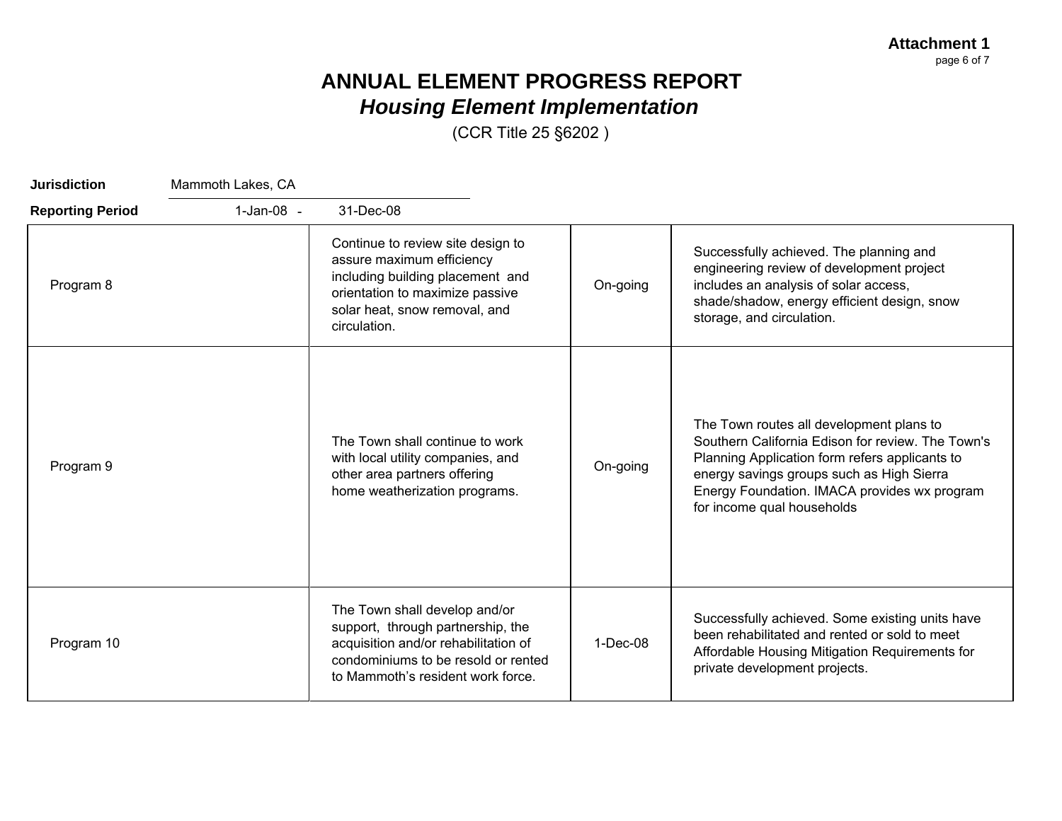**Attachment 1**

# ANNUAL ELEMENT PROGRESS REPORT

## *Housing Element Implementation*

(CCR Title 25 §6202 )

**Jurisdiction** Mammoth Lakes, CA

**Reporting Period** 1-Jan-08 - 31-Dec-08

| | | | |
|---|---|---|---|
| Program 8 | Continue to review site design to assure maximum efficiency including building placement and orientation to maximize passive solar heat, snow removal, and circulation. | On-going | Successfully achieved. The planning and engineering review of development project includes an analysis of solar access, shade/shadow, energy efficient design, snow storage, and circulation. |
| Program 9 | The Town shall continue to work with local utility companies, and other area partners offering home weatherization programs. | On-going | The Town routes all development plans to Southern California Edison for review. The Town's Planning Application form refers applicants to energy savings groups such as High Sierra Energy Foundation. IMACA provides wx program for income qual households |
| Program 10 | The Town shall develop and/or support, through partnership, the acquisition and/or rehabilitation of condominiums to be resold or rented to Mammoth's resident work force. | 1-Dec-08 | Successfully achieved. Some existing units have been rehabilitated and rented or sold to meet Affordable Housing Mitigation Requirements for private development projects. |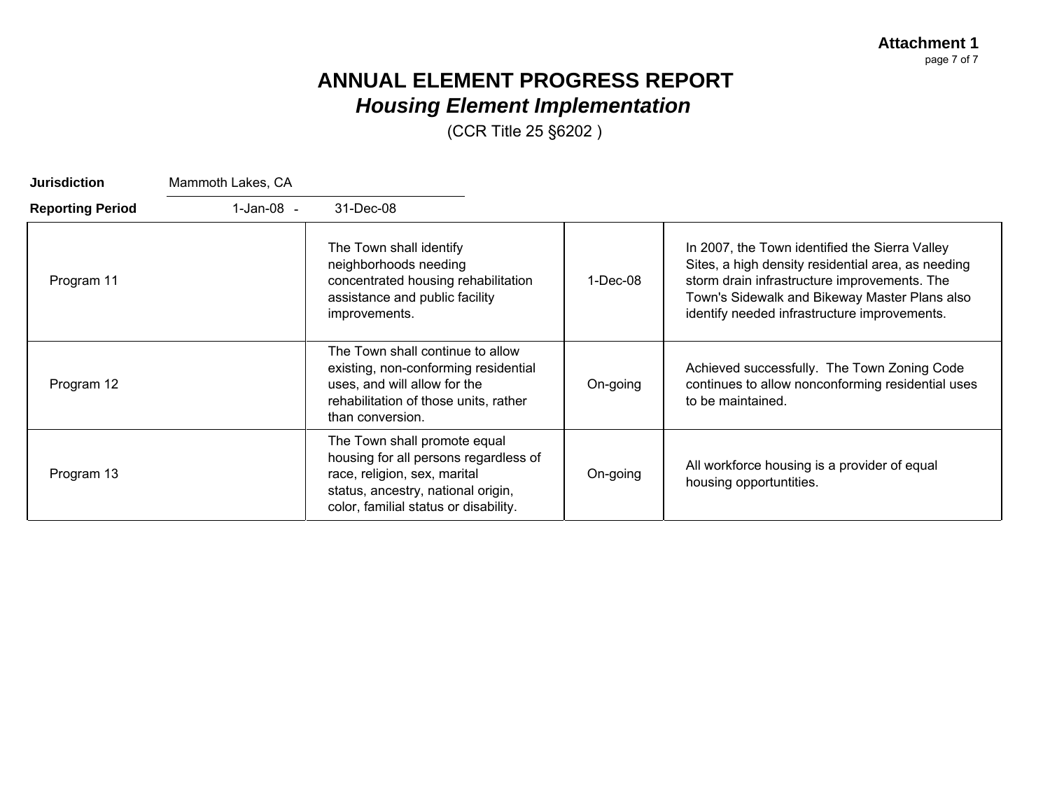**Attachment 1**

# ANNUAL ELEMENT PROGRESS REPORT

## *Housing Element Implementation*

(CCR Title 25 §6202 )

**Jurisdiction** Mammoth Lakes, CA

**Reporting Period** 1-Jan-08 - 31-Dec-08

| | | | |
|---|---|---|---|
| Program 11 | The Town shall identify neighborhoods needing concentrated housing rehabilitation assistance and public facility improvements. | 1-Dec-08 | In 2007, the Town identified the Sierra Valley Sites, a high density residential area, as needing storm drain infrastructure improvements. The Town's Sidewalk and Bikeway Master Plans also identify needed infrastructure improvements. |
| Program 12 | The Town shall continue to allow existing, non-conforming residential uses, and will allow for the rehabilitation of those units, rather than conversion. | On-going | Achieved successfully. The Town Zoning Code continues to allow nonconforming residential uses to be maintained. |
| Program 13 | The Town shall promote equal housing for all persons regardless of race, religion, sex, marital status, ancestry, national origin, color, familial status or disability. | On-going | All workforce housing is a provider of equal housing opportuntities. |